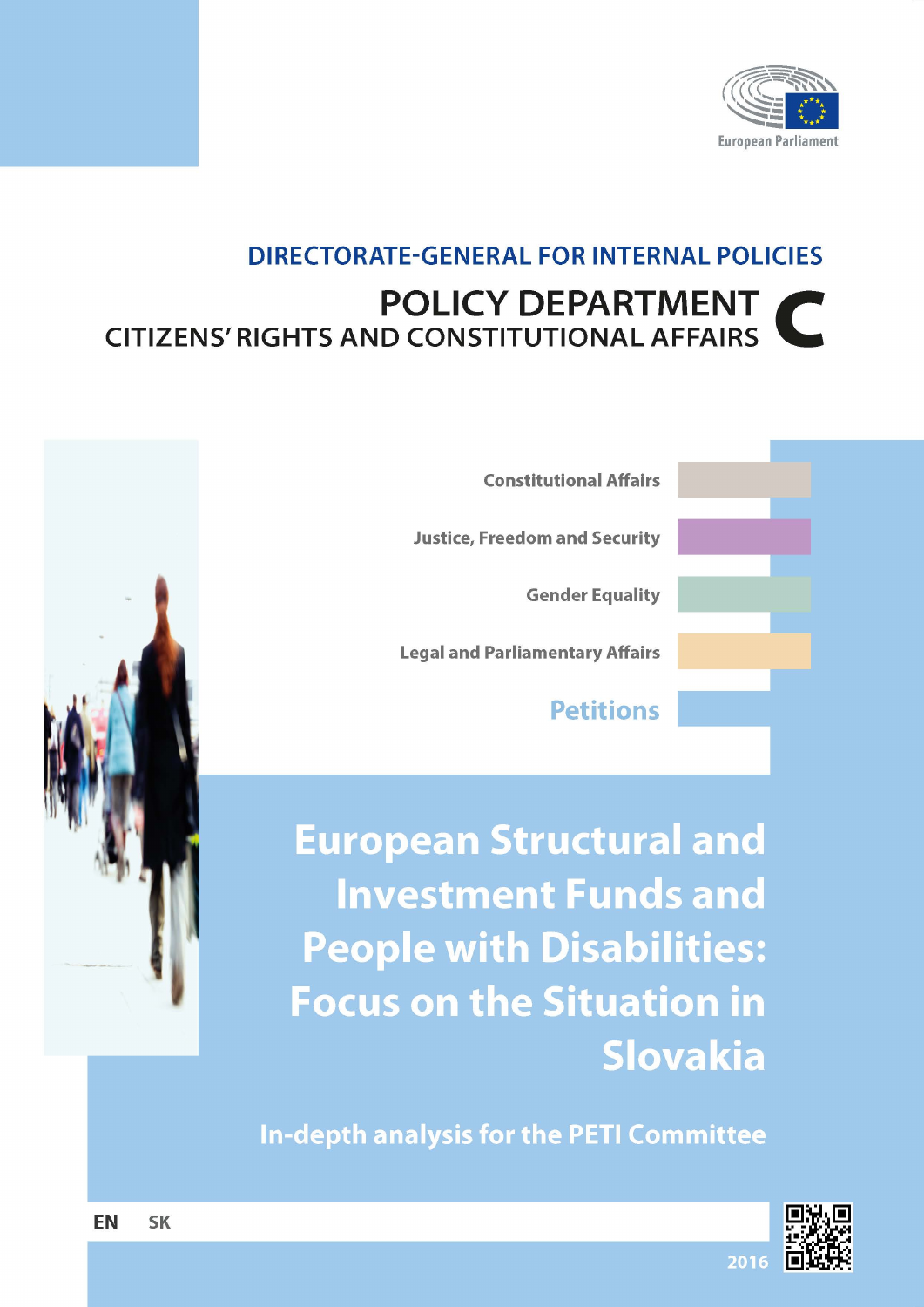European Parliament

DIRECTORATE-GENERAL FOR INTERNAL POLICIES

POLICY DEPARTMENT C

CITIZENS' RIGHTS AND CONSTITUTIONAL AFFAIRS

Constitutional Affairs

Justice, Freedom and Security

Gender Equality

Legal and Parliamentary Affairs

**Petitions**

# European Structural and Investment Funds and People with Disabilities: Focus on the Situation in Slovakia

## In-depth analysis for the PETI Committee

EN SK

2016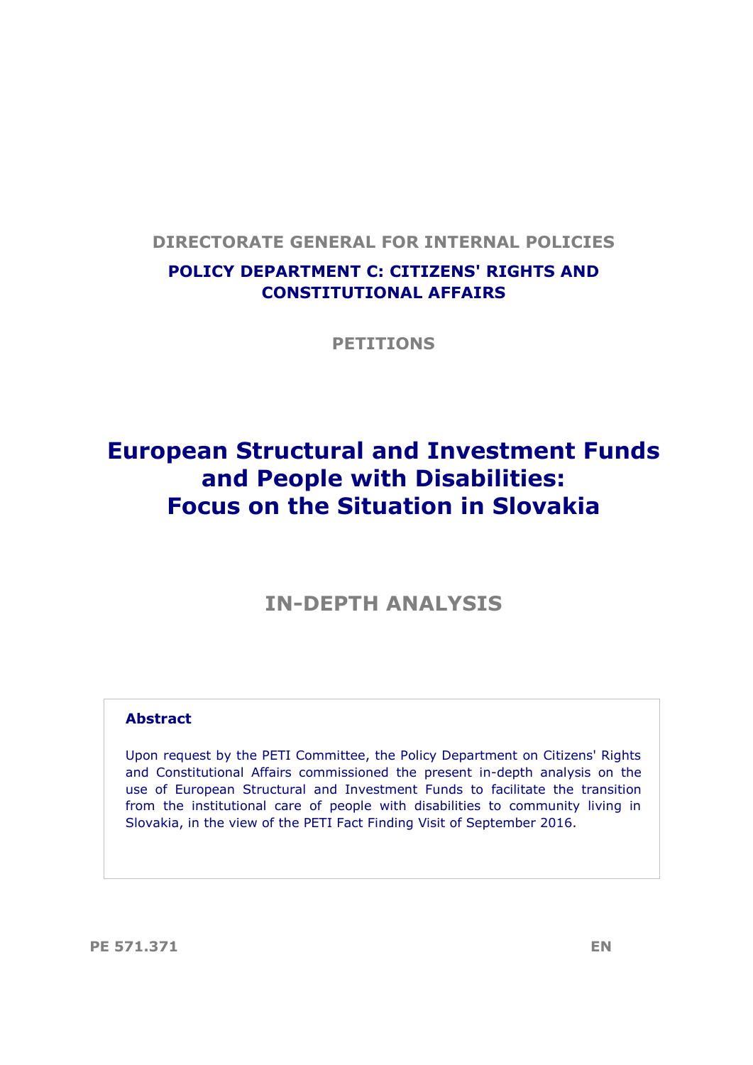**DIRECTORATE GENERAL FOR INTERNAL POLICIES**

**POLICY DEPARTMENT C: CITIZENS' RIGHTS AND CONSTITUTIONAL AFFAIRS**

**PETITIONS**

# European Structural and Investment Funds and People with Disabilities: Focus on the Situation in Slovakia

## IN-DEPTH ANALYSIS

**Abstract**

Upon request by the PETI Committee, the Policy Department on Citizens' Rights and Constitutional Affairs commissioned the present in-depth analysis on the use of European Structural and Investment Funds to facilitate the transition from the institutional care of people with disabilities to community living in Slovakia, in the view of the PETI Fact Finding Visit of September 2016.

PE 571.371 EN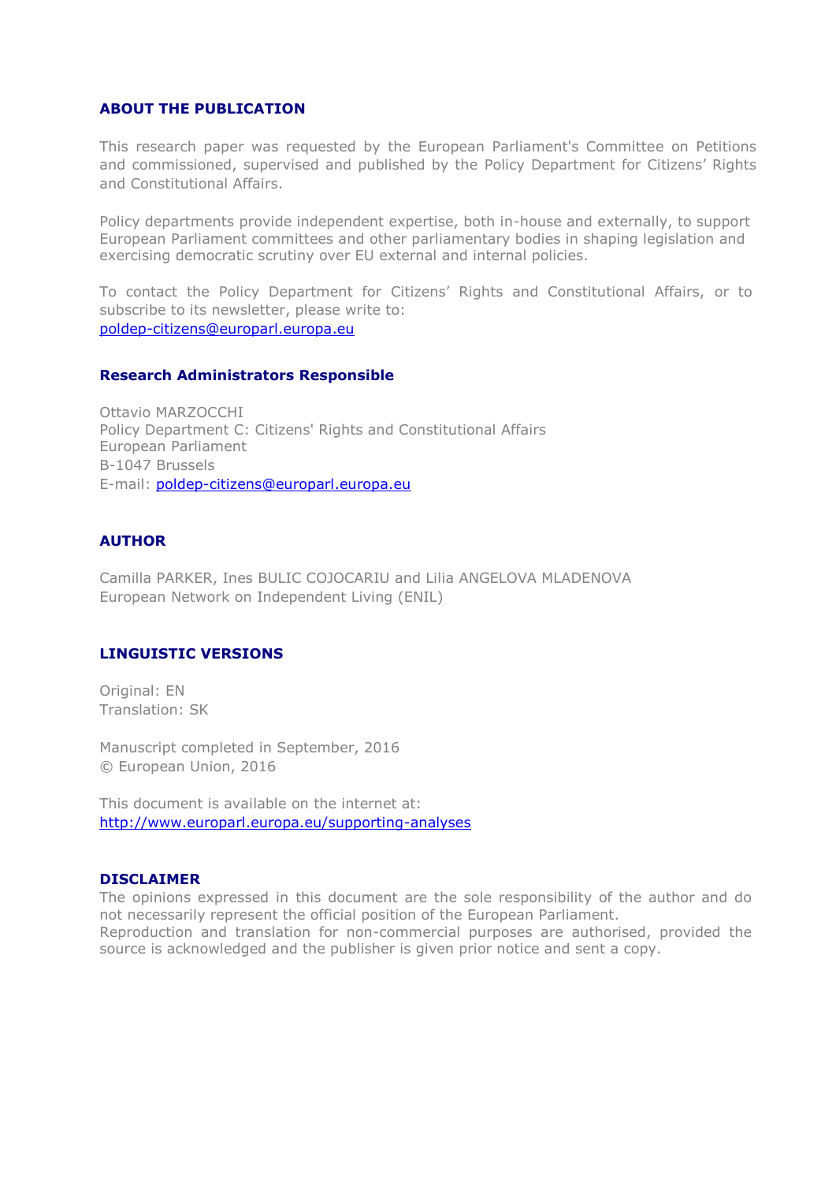## ABOUT THE PUBLICATION

This research paper was requested by the European Parliament's Committee on Petitions and commissioned, supervised and published by the Policy Department for Citizens' Rights and Constitutional Affairs.

Policy departments provide independent expertise, both in-house and externally, to support European Parliament committees and other parliamentary bodies in shaping legislation and exercising democratic scrutiny over EU external and internal policies.

To contact the Policy Department for Citizens' Rights and Constitutional Affairs, or to subscribe to its newsletter, please write to:
poldep-citizens@europarl.europa.eu

### Research Administrators Responsible

Ottavio MARZOCCHI
Policy Department C: Citizens' Rights and Constitutional Affairs
European Parliament
B-1047 Brussels
E-mail: poldep-citizens@europarl.europa.eu

## AUTHOR

Camilla PARKER, Ines BULIC COJOCARIU and Lilia ANGELOVA MLADENOVA
European Network on Independent Living (ENIL)

## LINGUISTIC VERSIONS

Original: EN
Translation: SK

Manuscript completed in September, 2016
© European Union, 2016

This document is available on the internet at:
http://www.europarl.europa.eu/supporting-analyses

## DISCLAIMER

The opinions expressed in this document are the sole responsibility of the author and do not necessarily represent the official position of the European Parliament.
Reproduction and translation for non-commercial purposes are authorised, provided the source is acknowledged and the publisher is given prior notice and sent a copy.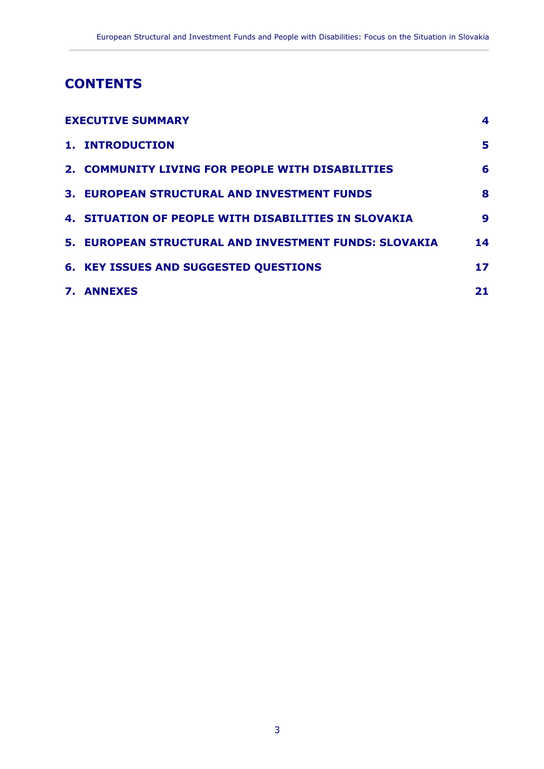# CONTENTS

| | |
|---|---|
| **EXECUTIVE SUMMARY** | **4** |
| **1. INTRODUCTION** | **5** |
| **2. COMMUNITY LIVING FOR PEOPLE WITH DISABILITIES** | **6** |
| **3. EUROPEAN STRUCTURAL AND INVESTMENT FUNDS** | **8** |
| **4. SITUATION OF PEOPLE WITH DISABILITIES IN SLOVAKIA** | **9** |
| **5. EUROPEAN STRUCTURAL AND INVESTMENT FUNDS: SLOVAKIA** | **14** |
| **6. KEY ISSUES AND SUGGESTED QUESTIONS** | **17** |
| **7. ANNEXES** | **21** |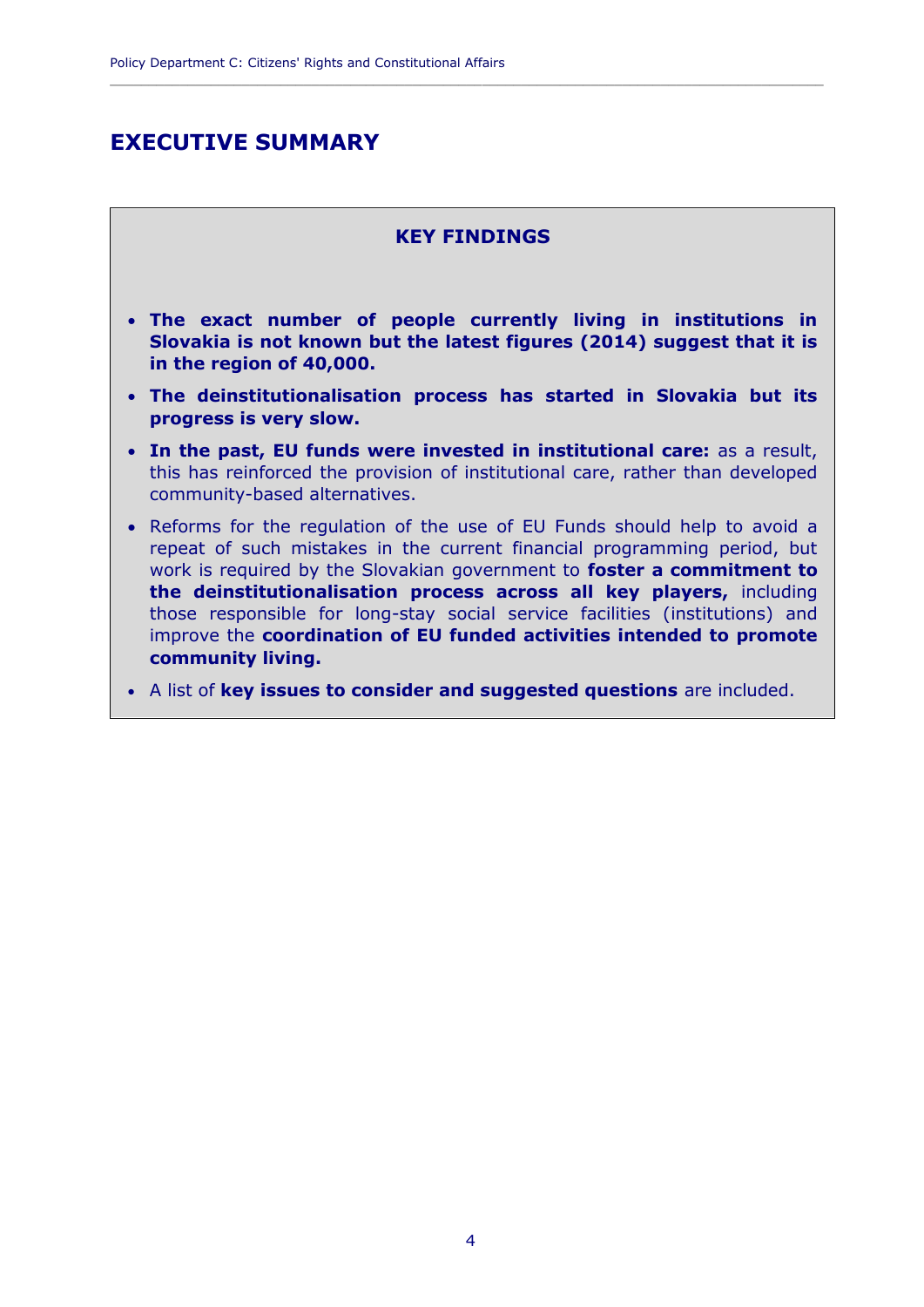# EXECUTIVE SUMMARY

### KEY FINDINGS

- **The exact number of people currently living in institutions in Slovakia is not known but the latest figures (2014) suggest that it is in the region of 40,000.**
- **The deinstitutionalisation process has started in Slovakia but its progress is very slow.**
- **In the past, EU funds were invested in institutional care:** as a result, this has reinforced the provision of institutional care, rather than developed community-based alternatives.
- Reforms for the regulation of the use of EU Funds should help to avoid a repeat of such mistakes in the current financial programming period, but work is required by the Slovakian government to **foster a commitment to the deinstitutionalisation process across all key players,** including those responsible for long-stay social service facilities (institutions) and improve the **coordination of EU funded activities intended to promote community living.**
- A list of **key issues to consider and suggested questions** are included.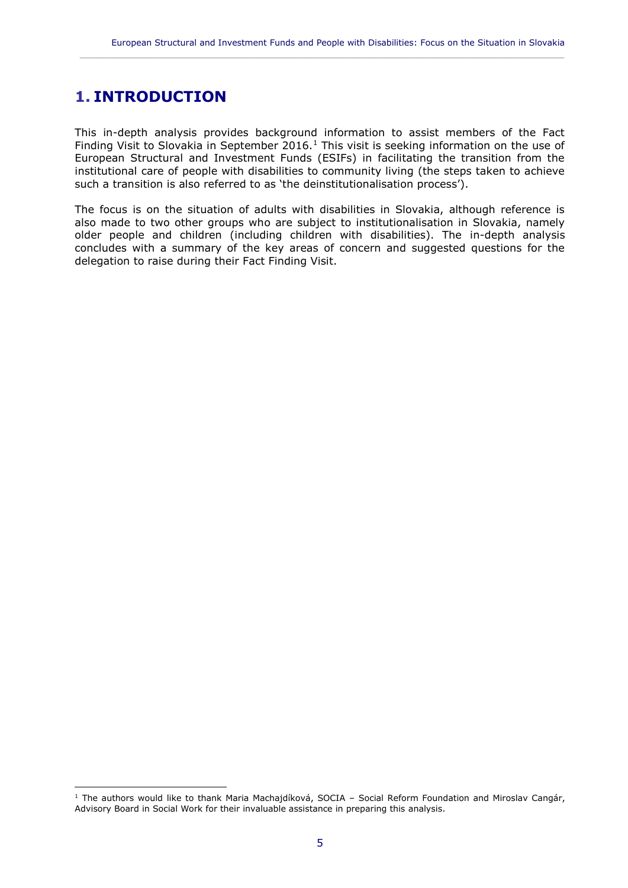# 1. INTRODUCTION

This in-depth analysis provides background information to assist members of the Fact Finding Visit to Slovakia in September 2016.[1] This visit is seeking information on the use of European Structural and Investment Funds (ESIFs) in facilitating the transition from the institutional care of people with disabilities to community living (the steps taken to achieve such a transition is also referred to as 'the deinstitutionalisation process').

The focus is on the situation of adults with disabilities in Slovakia, although reference is also made to two other groups who are subject to institutionalisation in Slovakia, namely older people and children (including children with disabilities). The in-depth analysis concludes with a summary of the key areas of concern and suggested questions for the delegation to raise during their Fact Finding Visit.

[1] The authors would like to thank Maria Machajdíková, SOCIA – Social Reform Foundation and Miroslav Cangár, Advisory Board in Social Work for their invaluable assistance in preparing this analysis.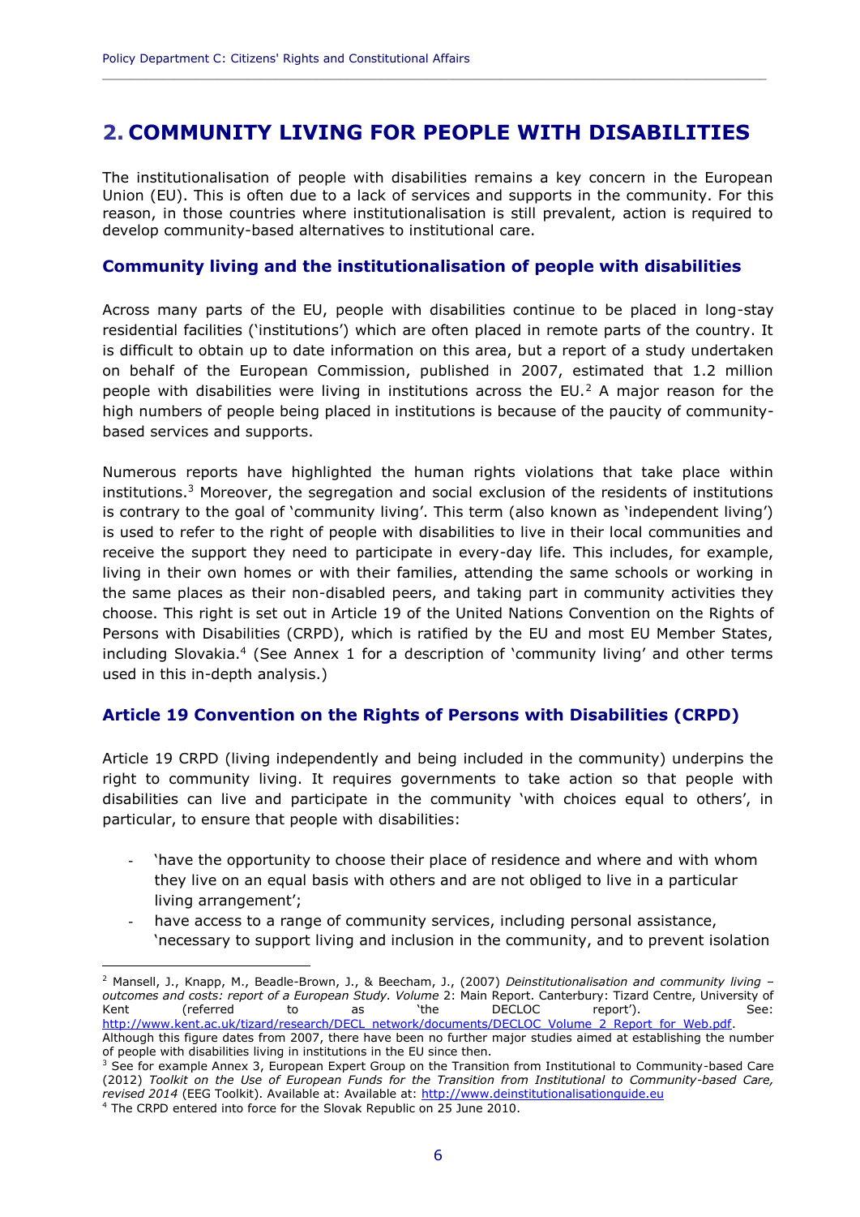# 2. COMMUNITY LIVING FOR PEOPLE WITH DISABILITIES

The institutionalisation of people with disabilities remains a key concern in the European Union (EU). This is often due to a lack of services and supports in the community. For this reason, in those countries where institutionalisation is still prevalent, action is required to develop community-based alternatives to institutional care.

### Community living and the institutionalisation of people with disabilities

Across many parts of the EU, people with disabilities continue to be placed in long-stay residential facilities ('institutions') which are often placed in remote parts of the country. It is difficult to obtain up to date information on this area, but a report of a study undertaken on behalf of the European Commission, published in 2007, estimated that 1.2 million people with disabilities were living in institutions across the EU.[2] A major reason for the high numbers of people being placed in institutions is because of the paucity of community-based services and supports.

Numerous reports have highlighted the human rights violations that take place within institutions.[3] Moreover, the segregation and social exclusion of the residents of institutions is contrary to the goal of 'community living'. This term (also known as 'independent living') is used to refer to the right of people with disabilities to live in their local communities and receive the support they need to participate in every-day life. This includes, for example, living in their own homes or with their families, attending the same schools or working in the same places as their non-disabled peers, and taking part in community activities they choose. This right is set out in Article 19 of the United Nations Convention on the Rights of Persons with Disabilities (CRPD), which is ratified by the EU and most EU Member States, including Slovakia.[4] (See Annex 1 for a description of 'community living' and other terms used in this in-depth analysis.)

### Article 19 Convention on the Rights of Persons with Disabilities (CRPD)

Article 19 CRPD (living independently and being included in the community) underpins the right to community living. It requires governments to take action so that people with disabilities can live and participate in the community 'with choices equal to others', in particular, to ensure that people with disabilities:

- 'have the opportunity to choose their place of residence and where and with whom they live on an equal basis with others and are not obliged to live in a particular living arrangement';
- have access to a range of community services, including personal assistance, 'necessary to support living and inclusion in the community, and to prevent isolation

---

[2] Mansell, J., Knapp, M., Beadle-Brown, J., & Beecham, J., (2007) *Deinstitutionalisation and community living – outcomes and costs: report of a European Study. Volume* 2: Main Report. Canterbury: Tizard Centre, University of Kent (referred to as 'the DECLOC report'). See: http://www.kent.ac.uk/tizard/research/DECL_network/documents/DECLOC_Volume_2_Report_for_Web.pdf. Although this figure dates from 2007, there have been no further major studies aimed at establishing the number of people with disabilities living in institutions in the EU since then.

[3] See for example Annex 3, European Expert Group on the Transition from Institutional to Community-based Care (2012) *Toolkit on the Use of European Funds for the Transition from Institutional to Community-based Care, revised 2014* (EEG Toolkit). Available at: Available at: http://www.deinstitutionalisationguide.eu

[4] The CRPD entered into force for the Slovak Republic on 25 June 2010.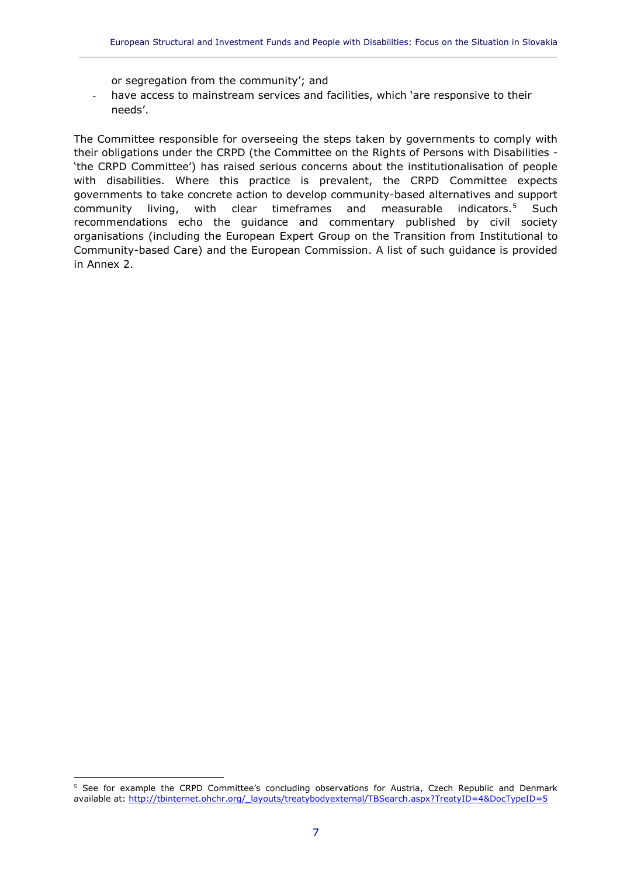or segregation from the community'; and

- have access to mainstream services and facilities, which 'are responsive to their needs'.

The Committee responsible for overseeing the steps taken by governments to comply with their obligations under the CRPD (the Committee on the Rights of Persons with Disabilities - 'the CRPD Committee') has raised serious concerns about the institutionalisation of people with disabilities. Where this practice is prevalent, the CRPD Committee expects governments to take concrete action to develop community-based alternatives and support community living, with clear timeframes and measurable indicators.[5] Such recommendations echo the guidance and commentary published by civil society organisations (including the European Expert Group on the Transition from Institutional to Community-based Care) and the European Commission. A list of such guidance is provided in Annex 2.

[5] See for example the CRPD Committee's concluding observations for Austria, Czech Republic and Denmark available at: http://tbinternet.ohchr.org/_layouts/treatybodyexternal/TBSearch.aspx?TreatyID=4&DocTypeID=5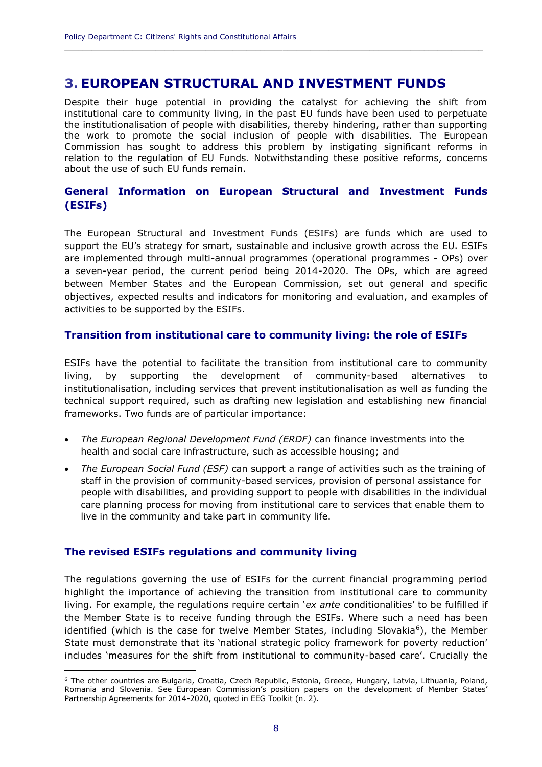# 3. EUROPEAN STRUCTURAL AND INVESTMENT FUNDS

Despite their huge potential in providing the catalyst for achieving the shift from institutional care to community living, in the past EU funds have been used to perpetuate the institutionalisation of people with disabilities, thereby hindering, rather than supporting the work to promote the social inclusion of people with disabilities. The European Commission has sought to address this problem by instigating significant reforms in relation to the regulation of EU Funds. Notwithstanding these positive reforms, concerns about the use of such EU funds remain.

### General Information on European Structural and Investment Funds (ESIFs)

The European Structural and Investment Funds (ESIFs) are funds which are used to support the EU's strategy for smart, sustainable and inclusive growth across the EU. ESIFs are implemented through multi-annual programmes (operational programmes - OPs) over a seven-year period, the current period being 2014-2020. The OPs, which are agreed between Member States and the European Commission, set out general and specific objectives, expected results and indicators for monitoring and evaluation, and examples of activities to be supported by the ESIFs.

### Transition from institutional care to community living: the role of ESIFs

ESIFs have the potential to facilitate the transition from institutional care to community living, by supporting the development of community-based alternatives to institutionalisation, including services that prevent institutionalisation as well as funding the technical support required, such as drafting new legislation and establishing new financial frameworks. Two funds are of particular importance:

- *The European Regional Development Fund (ERDF)* can finance investments into the health and social care infrastructure, such as accessible housing; and
- *The European Social Fund (ESF)* can support a range of activities such as the training of staff in the provision of community-based services, provision of personal assistance for people with disabilities, and providing support to people with disabilities in the individual care planning process for moving from institutional care to services that enable them to live in the community and take part in community life.

### The revised ESIFs regulations and community living

The regulations governing the use of ESIFs for the current financial programming period highlight the importance of achieving the transition from institutional care to community living. For example, the regulations require certain '*ex ante* conditionalities' to be fulfilled if the Member State is to receive funding through the ESIFs. Where such a need has been identified (which is the case for twelve Member States, including Slovakia[6]), the Member State must demonstrate that its 'national strategic policy framework for poverty reduction' includes 'measures for the shift from institutional to community-based care'. Crucially the

[6] The other countries are Bulgaria, Croatia, Czech Republic, Estonia, Greece, Hungary, Latvia, Lithuania, Poland, Romania and Slovenia. See European Commission's position papers on the development of Member States' Partnership Agreements for 2014-2020, quoted in EEG Toolkit (n. 2).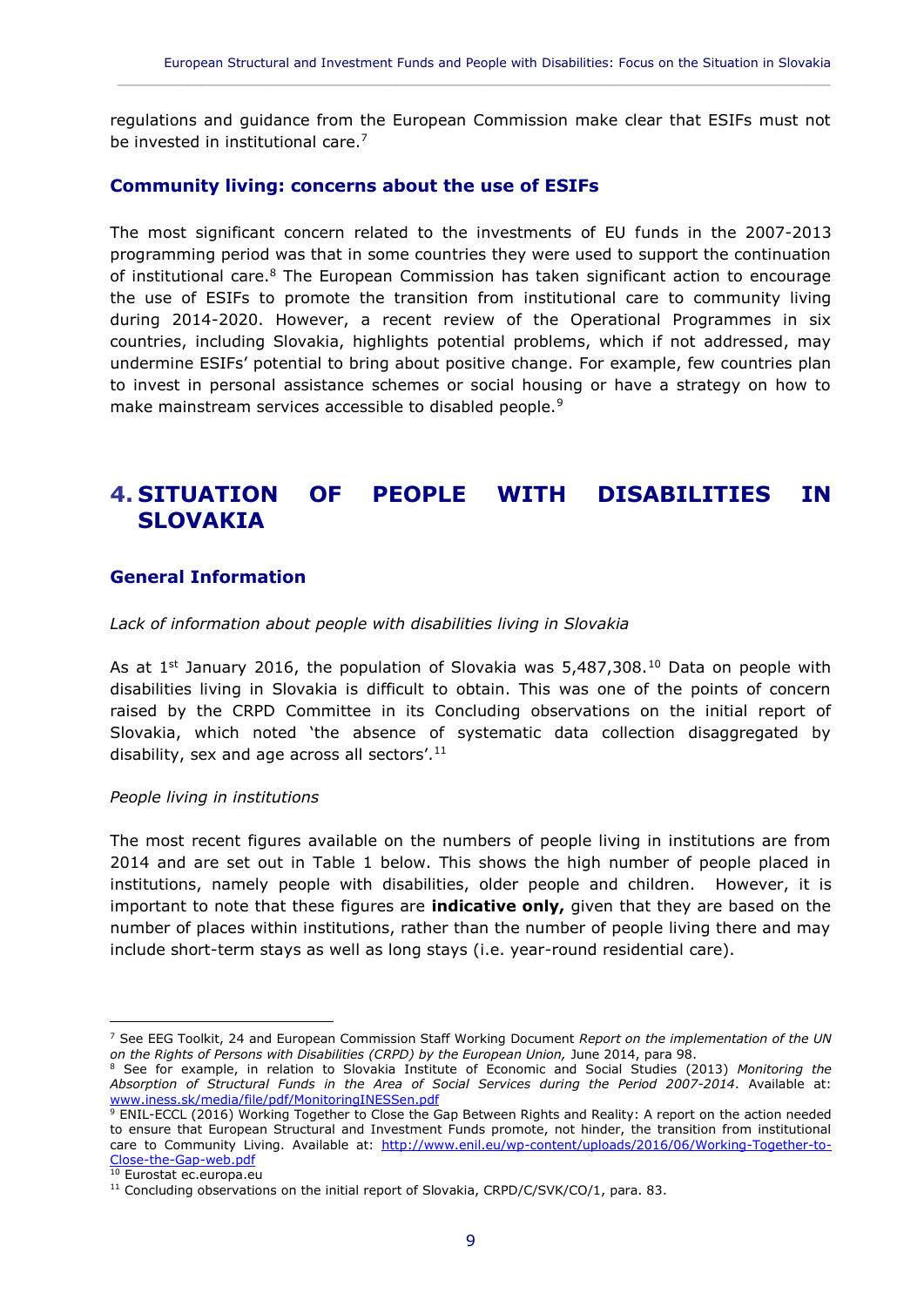regulations and guidance from the European Commission make clear that ESIFs must not be invested in institutional care.[7]

### Community living: concerns about the use of ESIFs

The most significant concern related to the investments of EU funds in the 2007-2013 programming period was that in some countries they were used to support the continuation of institutional care.[8] The European Commission has taken significant action to encourage the use of ESIFs to promote the transition from institutional care to community living during 2014-2020. However, a recent review of the Operational Programmes in six countries, including Slovakia, highlights potential problems, which if not addressed, may undermine ESIFs' potential to bring about positive change. For example, few countries plan to invest in personal assistance schemes or social housing or have a strategy on how to make mainstream services accessible to disabled people.[9]

## 4. SITUATION OF PEOPLE WITH DISABILITIES IN SLOVAKIA

### General Information

*Lack of information about people with disabilities living in Slovakia*

As at 1st January 2016, the population of Slovakia was 5,487,308.[10] Data on people with disabilities living in Slovakia is difficult to obtain. This was one of the points of concern raised by the CRPD Committee in its Concluding observations on the initial report of Slovakia, which noted 'the absence of systematic data collection disaggregated by disability, sex and age across all sectors'.[11]

*People living in institutions*

The most recent figures available on the numbers of people living in institutions are from 2014 and are set out in Table 1 below. This shows the high number of people placed in institutions, namely people with disabilities, older people and children. However, it is important to note that these figures are **indicative only,** given that they are based on the number of places within institutions, rather than the number of people living there and may include short-term stays as well as long stays (i.e. year-round residential care).

---

[7] See EEG Toolkit, 24 and European Commission Staff Working Document *Report on the implementation of the UN on the Rights of Persons with Disabilities (CRPD) by the European Union,* June 2014, para 98.

[8] See for example, in relation to Slovakia Institute of Economic and Social Studies (2013) *Monitoring the Absorption of Structural Funds in the Area of Social Services during the Period 2007-2014*. Available at: www.iness.sk/media/file/pdf/MonitoringINESSen.pdf

[9] ENIL-ECCL (2016) Working Together to Close the Gap Between Rights and Reality: A report on the action needed to ensure that European Structural and Investment Funds promote, not hinder, the transition from institutional care to Community Living. Available at: http://www.enil.eu/wp-content/uploads/2016/06/Working-Together-to-Close-the-Gap-web.pdf

[10] Eurostat ec.europa.eu

[11] Concluding observations on the initial report of Slovakia, CRPD/C/SVK/CO/1, para. 83.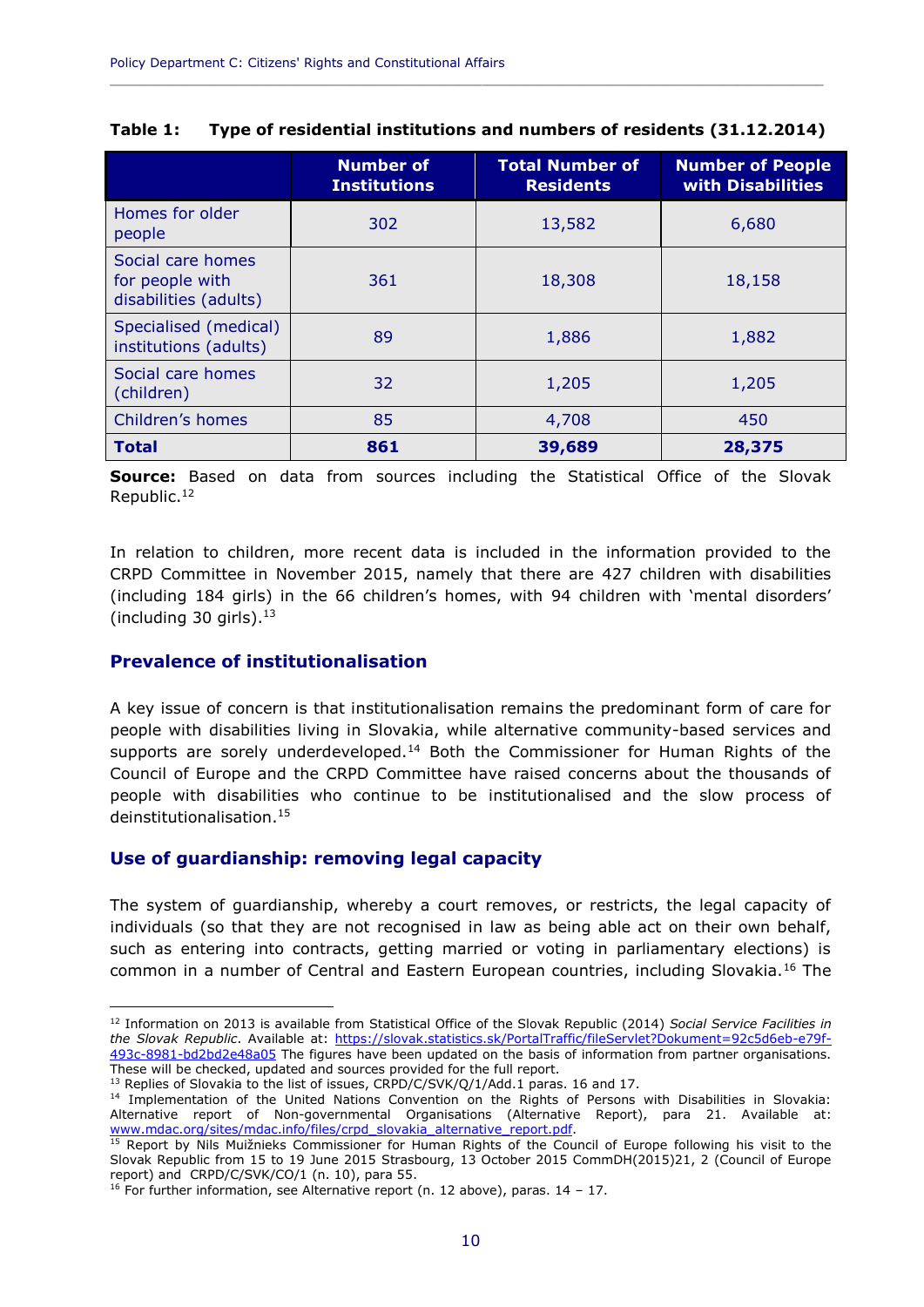**Table 1: Type of residential institutions and numbers of residents (31.12.2014)**

| | Number of Institutions | Total Number of Residents | Number of People with Disabilities |
|---|---|---|---|
| Homes for older people | 302 | 13,582 | 6,680 |
| Social care homes for people with disabilities (adults) | 361 | 18,308 | 18,158 |
| Specialised (medical) institutions (adults) | 89 | 1,886 | 1,882 |
| Social care homes (children) | 32 | 1,205 | 1,205 |
| Children's homes | 85 | 4,708 | 450 |
| **Total** | **861** | **39,689** | **28,375** |

**Source:** Based on data from sources including the Statistical Office of the Slovak Republic.[12]

In relation to children, more recent data is included in the information provided to the CRPD Committee in November 2015, namely that there are 427 children with disabilities (including 184 girls) in the 66 children's homes, with 94 children with 'mental disorders' (including 30 girls).[13]

### Prevalence of institutionalisation

A key issue of concern is that institutionalisation remains the predominant form of care for people with disabilities living in Slovakia, while alternative community-based services and supports are sorely underdeveloped.[14] Both the Commissioner for Human Rights of the Council of Europe and the CRPD Committee have raised concerns about the thousands of people with disabilities who continue to be institutionalised and the slow process of deinstitutionalisation.[15]

### Use of guardianship: removing legal capacity

The system of guardianship, whereby a court removes, or restricts, the legal capacity of individuals (so that they are not recognised in law as being able act on their own behalf, such as entering into contracts, getting married or voting in parliamentary elections) is common in a number of Central and Eastern European countries, including Slovakia.[16] The

---

[12] Information on 2013 is available from Statistical Office of the Slovak Republic (2014) *Social Service Facilities in the Slovak Republic*. Available at: https://slovak.statistics.sk/PortalTraffic/fileServlet?Dokument=92c5d6eb-e79f-493c-8981-bd2bd2e48a05 The figures have been updated on the basis of information from partner organisations. These will be checked, updated and sources provided for the full report.

[13] Replies of Slovakia to the list of issues, CRPD/C/SVK/Q/1/Add.1 paras. 16 and 17.

[14] Implementation of the United Nations Convention on the Rights of Persons with Disabilities in Slovakia: Alternative report of Non-governmental Organisations (Alternative Report), para 21. Available at: www.mdac.org/sites/mdac.info/files/crpd_slovakia_alternative_report.pdf.

[15] Report by Nils Muižnieks Commissioner for Human Rights of the Council of Europe following his visit to the Slovak Republic from 15 to 19 June 2015 Strasbourg, 13 October 2015 CommDH(2015)21, 2 (Council of Europe report) and CRPD/C/SVK/CO/1 (n. 10), para 55.

[16] For further information, see Alternative report (n. 12 above), paras. 14 – 17.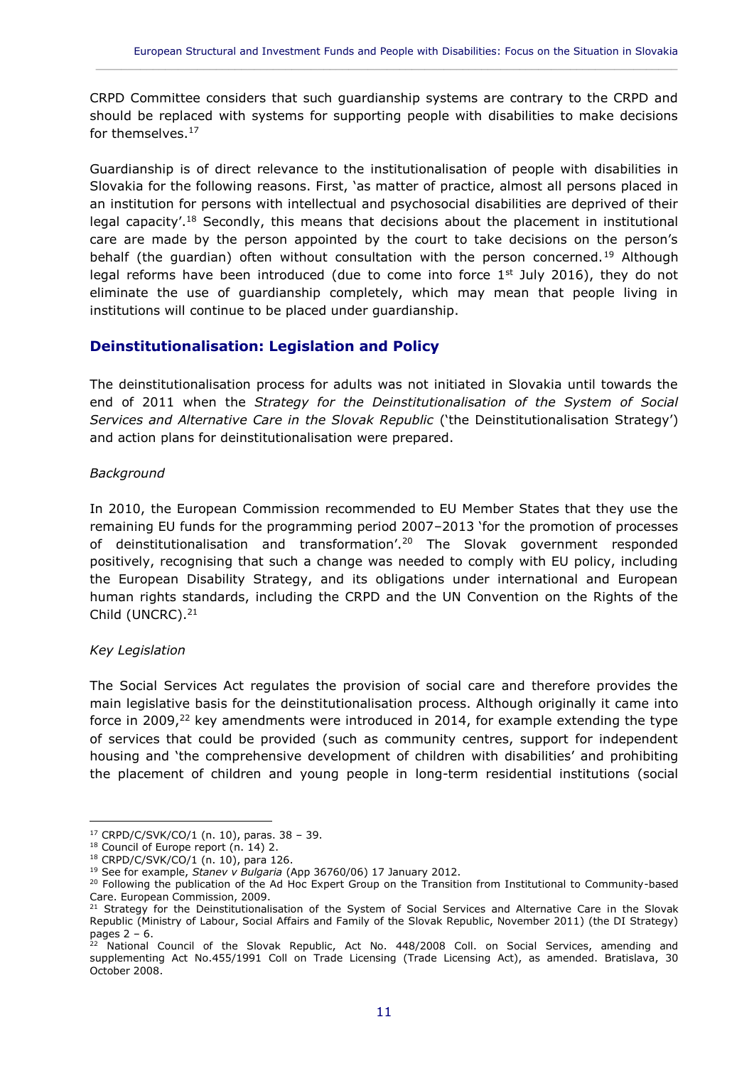CRPD Committee considers that such guardianship systems are contrary to the CRPD and should be replaced with systems for supporting people with disabilities to make decisions for themselves.[17]

Guardianship is of direct relevance to the institutionalisation of people with disabilities in Slovakia for the following reasons. First, 'as matter of practice, almost all persons placed in an institution for persons with intellectual and psychosocial disabilities are deprived of their legal capacity'.[18] Secondly, this means that decisions about the placement in institutional care are made by the person appointed by the court to take decisions on the person's behalf (the guardian) often without consultation with the person concerned.[19] Although legal reforms have been introduced (due to come into force 1st July 2016), they do not eliminate the use of guardianship completely, which may mean that people living in institutions will continue to be placed under guardianship.

## Deinstitutionalisation: Legislation and Policy

The deinstitutionalisation process for adults was not initiated in Slovakia until towards the end of 2011 when the *Strategy for the Deinstitutionalisation of the System of Social Services and Alternative Care in the Slovak Republic* ('the Deinstitutionalisation Strategy') and action plans for deinstitutionalisation were prepared.

*Background*

In 2010, the European Commission recommended to EU Member States that they use the remaining EU funds for the programming period 2007–2013 'for the promotion of processes of deinstitutionalisation and transformation'.[20] The Slovak government responded positively, recognising that such a change was needed to comply with EU policy, including the European Disability Strategy, and its obligations under international and European human rights standards, including the CRPD and the UN Convention on the Rights of the Child (UNCRC).[21]

*Key Legislation*

The Social Services Act regulates the provision of social care and therefore provides the main legislative basis for the deinstitutionalisation process. Although originally it came into force in 2009,[22] key amendments were introduced in 2014, for example extending the type of services that could be provided (such as community centres, support for independent housing and 'the comprehensive development of children with disabilities' and prohibiting the placement of children and young people in long-term residential institutions (social

---

[17] CRPD/C/SVK/CO/1 (n. 10), paras. 38 – 39.

[18] Council of Europe report (n. 14) 2.

[18] CRPD/C/SVK/CO/1 (n. 10), para 126.

[19] See for example, *Stanev v Bulgaria* (App 36760/06) 17 January 2012.

[20] Following the publication of the Ad Hoc Expert Group on the Transition from Institutional to Community-based Care. European Commission, 2009.

[21] Strategy for the Deinstitutionalisation of the System of Social Services and Alternative Care in the Slovak Republic (Ministry of Labour, Social Affairs and Family of the Slovak Republic, November 2011) (the DI Strategy) pages 2 – 6.

[22] National Council of the Slovak Republic, Act No. 448/2008 Coll. on Social Services, amending and supplementing Act No.455/1991 Coll on Trade Licensing (Trade Licensing Act), as amended. Bratislava, 30 October 2008.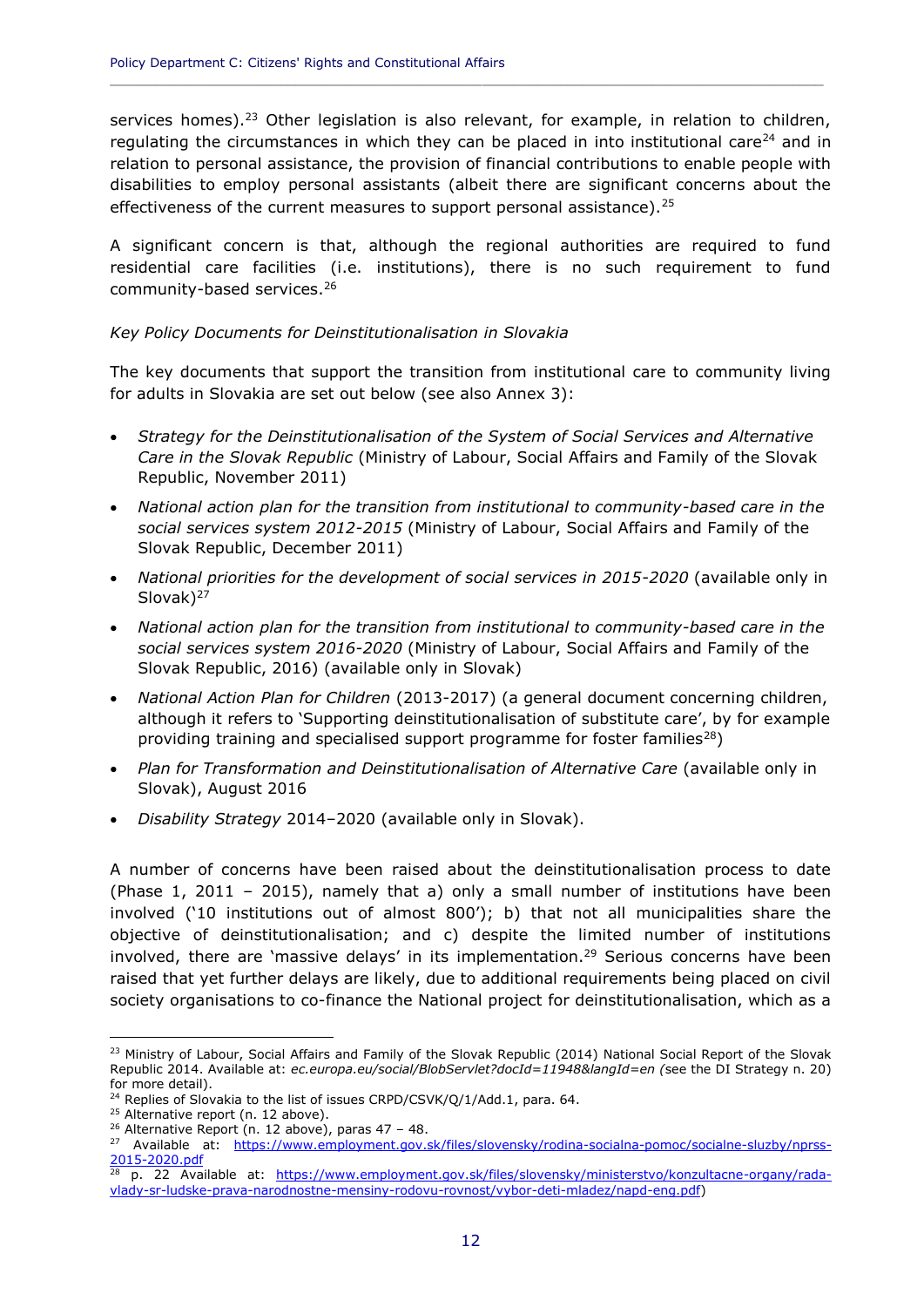services homes).[23] Other legislation is also relevant, for example, in relation to children, regulating the circumstances in which they can be placed in into institutional care[24] and in relation to personal assistance, the provision of financial contributions to enable people with disabilities to employ personal assistants (albeit there are significant concerns about the effectiveness of the current measures to support personal assistance).[25]

A significant concern is that, although the regional authorities are required to fund residential care facilities (i.e. institutions), there is no such requirement to fund community-based services.[26]

*Key Policy Documents for Deinstitutionalisation in Slovakia*

The key documents that support the transition from institutional care to community living for adults in Slovakia are set out below (see also Annex 3):

- *Strategy for the Deinstitutionalisation of the System of Social Services and Alternative Care in the Slovak Republic* (Ministry of Labour, Social Affairs and Family of the Slovak Republic, November 2011)
- *National action plan for the transition from institutional to community-based care in the social services system 2012-2015* (Ministry of Labour, Social Affairs and Family of the Slovak Republic, December 2011)
- *National priorities for the development of social services in 2015-2020* (available only in Slovak)[27]
- *National action plan for the transition from institutional to community-based care in the social services system 2016-2020* (Ministry of Labour, Social Affairs and Family of the Slovak Republic, 2016) (available only in Slovak)
- *National Action Plan for Children* (2013-2017) (a general document concerning children, although it refers to 'Supporting deinstitutionalisation of substitute care', by for example providing training and specialised support programme for foster families[28])
- *Plan for Transformation and Deinstitutionalisation of Alternative Care* (available only in Slovak), August 2016
- *Disability Strategy* 2014–2020 (available only in Slovak).

A number of concerns have been raised about the deinstitutionalisation process to date (Phase 1, 2011 – 2015), namely that a) only a small number of institutions have been involved ('10 institutions out of almost 800'); b) that not all municipalities share the objective of deinstitutionalisation; and c) despite the limited number of institutions involved, there are 'massive delays' in its implementation.[29] Serious concerns have been raised that yet further delays are likely, due to additional requirements being placed on civil society organisations to co-finance the National project for deinstitutionalisation, which as a

---

[23] Ministry of Labour, Social Affairs and Family of the Slovak Republic (2014) National Social Report of the Slovak Republic 2014. Available at: *ec.europa.eu/social/BlobServlet?docId=11948&langId=en (*see the DI Strategy n. 20) for more detail).

[24] Replies of Slovakia to the list of issues CRPD/CSVK/Q/1/Add.1, para. 64.

[25] Alternative report (n. 12 above).

[26] Alternative Report (n. 12 above), paras 47 – 48.

[27] Available at: https://www.employment.gov.sk/files/slovensky/rodina-socialna-pomoc/socialne-sluzby/nprss-2015-2020.pdf

[28] p. 22 Available at: https://www.employment.gov.sk/files/slovensky/ministerstvo/konzultacne-organy/rada-vlady-sr-ludske-prava-narodnostne-mensiny-rodovu-rovnost/vybor-deti-mladez/napd-eng.pdf)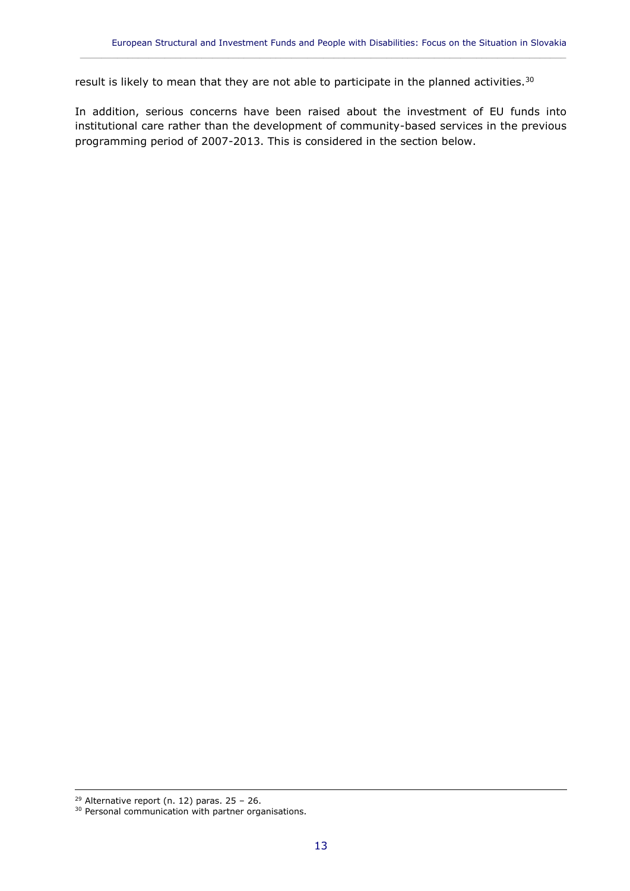result is likely to mean that they are not able to participate in the planned activities.[30]

In addition, serious concerns have been raised about the investment of EU funds into institutional care rather than the development of community-based services in the previous programming period of 2007-2013. This is considered in the section below.

[29] Alternative report (n. 12) paras. 25 – 26.

[30] Personal communication with partner organisations.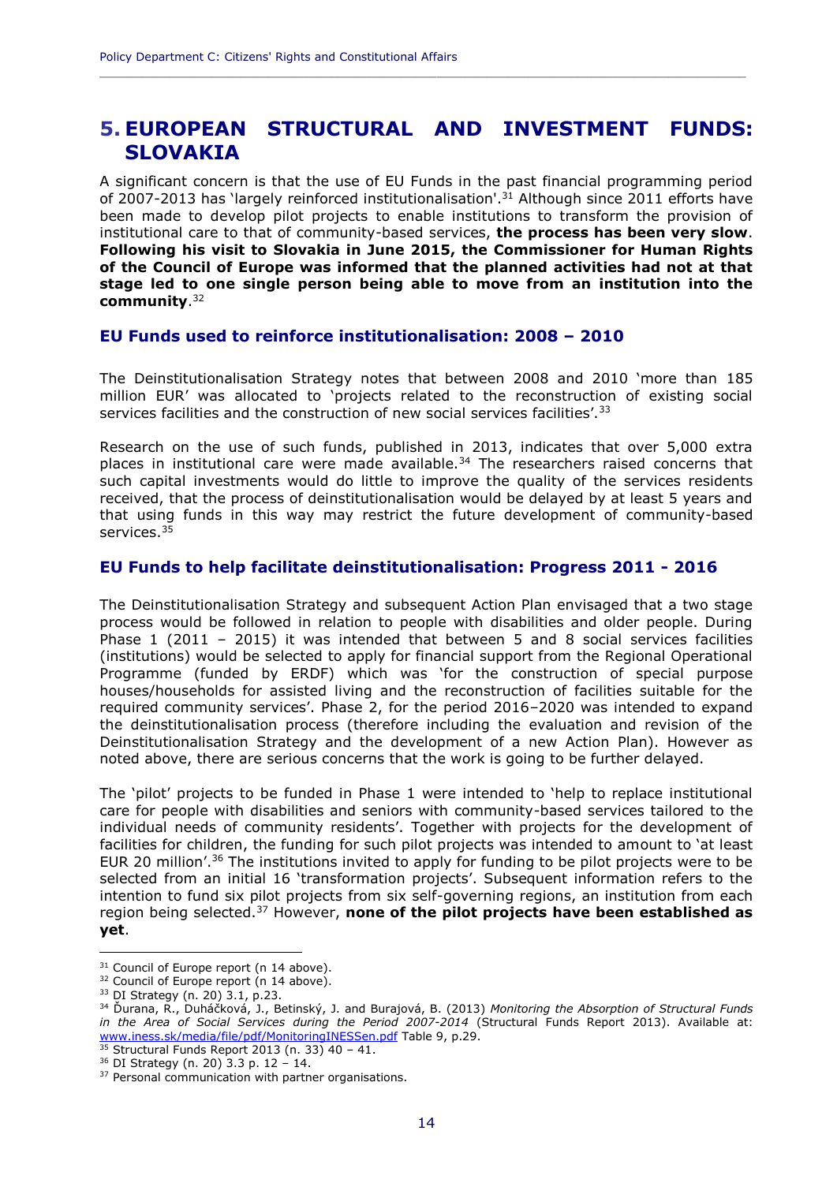# 5. EUROPEAN STRUCTURAL AND INVESTMENT FUNDS: SLOVAKIA

A significant concern is that the use of EU Funds in the past financial programming period of 2007-2013 has 'largely reinforced institutionalisation'.[31] Although since 2011 efforts have been made to develop pilot projects to enable institutions to transform the provision of institutional care to that of community-based services, **the process has been very slow**. **Following his visit to Slovakia in June 2015, the Commissioner for Human Rights of the Council of Europe was informed that the planned activities had not at that stage led to one single person being able to move from an institution into the community**.[32]

## EU Funds used to reinforce institutionalisation: 2008 – 2010

The Deinstitutionalisation Strategy notes that between 2008 and 2010 'more than 185 million EUR' was allocated to 'projects related to the reconstruction of existing social services facilities and the construction of new social services facilities'.[33]

Research on the use of such funds, published in 2013, indicates that over 5,000 extra places in institutional care were made available.[34] The researchers raised concerns that such capital investments would do little to improve the quality of the services residents received, that the process of deinstitutionalisation would be delayed by at least 5 years and that using funds in this way may restrict the future development of community-based services.[35]

## EU Funds to help facilitate deinstitutionalisation: Progress 2011 - 2016

The Deinstitutionalisation Strategy and subsequent Action Plan envisaged that a two stage process would be followed in relation to people with disabilities and older people. During Phase 1 (2011 – 2015) it was intended that between 5 and 8 social services facilities (institutions) would be selected to apply for financial support from the Regional Operational Programme (funded by ERDF) which was 'for the construction of special purpose houses/households for assisted living and the reconstruction of facilities suitable for the required community services'. Phase 2, for the period 2016–2020 was intended to expand the deinstitutionalisation process (therefore including the evaluation and revision of the Deinstitutionalisation Strategy and the development of a new Action Plan). However as noted above, there are serious concerns that the work is going to be further delayed.

The 'pilot' projects to be funded in Phase 1 were intended to 'help to replace institutional care for people with disabilities and seniors with community-based services tailored to the individual needs of community residents'. Together with projects for the development of facilities for children, the funding for such pilot projects was intended to amount to 'at least EUR 20 million'.[36] The institutions invited to apply for funding to be pilot projects were to be selected from an initial 16 'transformation projects'. Subsequent information refers to the intention to fund six pilot projects from six self-governing regions, an institution from each region being selected.[37] However, **none of the pilot projects have been established as yet**.

---

[31] Council of Europe report (n 14 above).

[32] Council of Europe report (n 14 above).

[33] DI Strategy (n. 20) 3.1, p.23.

[34] Ďurana, R., Ducháčková, J., Betinský, J. and Burajová, B. (2013) *Monitoring the Absorption of Structural Funds in the Area of Social Services during the Period 2007-2014* (Structural Funds Report 2013). Available at: www.iness.sk/media/file/pdf/MonitoringINESSen.pdf Table 9, p.29.

[35] Structural Funds Report 2013 (n. 33) 40 – 41.

[36] DI Strategy (n. 20) 3.3 p. 12 – 14.

[37] Personal communication with partner organisations.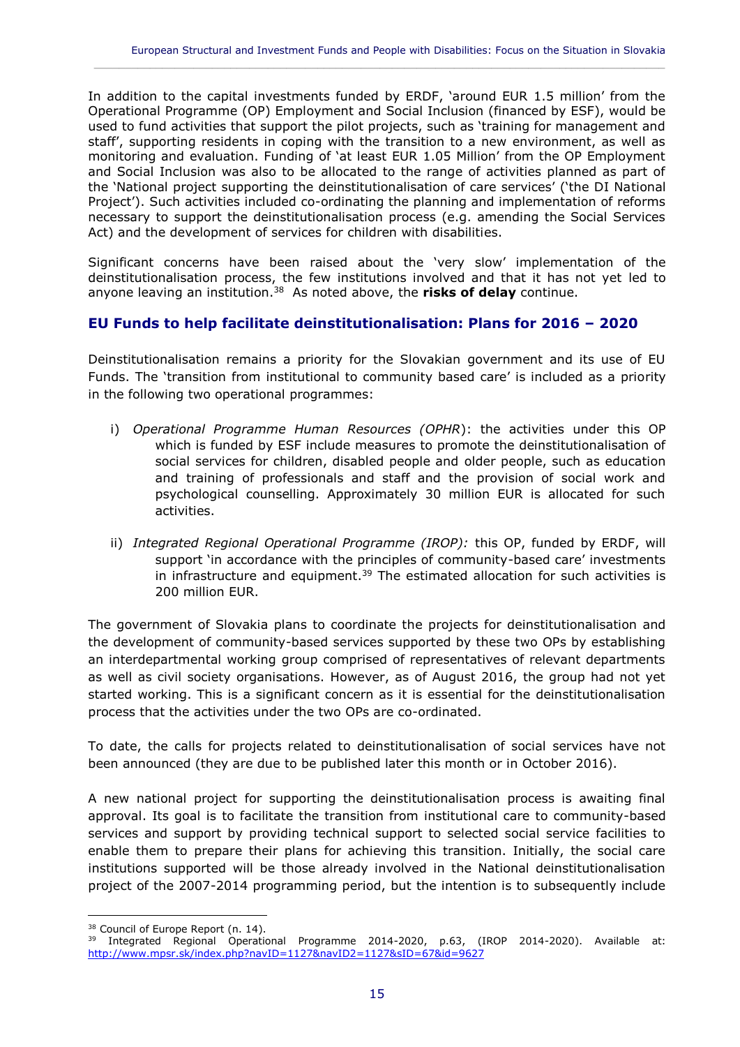In addition to the capital investments funded by ERDF, 'around EUR 1.5 million' from the Operational Programme (OP) Employment and Social Inclusion (financed by ESF), would be used to fund activities that support the pilot projects, such as 'training for management and staff', supporting residents in coping with the transition to a new environment, as well as monitoring and evaluation. Funding of 'at least EUR 1.05 Million' from the OP Employment and Social Inclusion was also to be allocated to the range of activities planned as part of the 'National project supporting the deinstitutionalisation of care services' ('the DI National Project'). Such activities included co-ordinating the planning and implementation of reforms necessary to support the deinstitutionalisation process (e.g. amending the Social Services Act) and the development of services for children with disabilities.

Significant concerns have been raised about the 'very slow' implementation of the deinstitutionalisation process, the few institutions involved and that it has not yet led to anyone leaving an institution.[38] As noted above, the **risks of delay** continue.

### EU Funds to help facilitate deinstitutionalisation: Plans for 2016 – 2020

Deinstitutionalisation remains a priority for the Slovakian government and its use of EU Funds. The 'transition from institutional to community based care' is included as a priority in the following two operational programmes:

i) *Operational Programme Human Resources (OPHR*): the activities under this OP which is funded by ESF include measures to promote the deinstitutionalisation of social services for children, disabled people and older people, such as education and training of professionals and staff and the provision of social work and psychological counselling. Approximately 30 million EUR is allocated for such activities.

ii) *Integrated Regional Operational Programme (IROP):* this OP, funded by ERDF, will support 'in accordance with the principles of community-based care' investments in infrastructure and equipment.[39] The estimated allocation for such activities is 200 million EUR.

The government of Slovakia plans to coordinate the projects for deinstitutionalisation and the development of community-based services supported by these two OPs by establishing an interdepartmental working group comprised of representatives of relevant departments as well as civil society organisations. However, as of August 2016, the group had not yet started working. This is a significant concern as it is essential for the deinstitutionalisation process that the activities under the two OPs are co-ordinated.

To date, the calls for projects related to deinstitutionalisation of social services have not been announced (they are due to be published later this month or in October 2016).

A new national project for supporting the deinstitutionalisation process is awaiting final approval. Its goal is to facilitate the transition from institutional care to community-based services and support by providing technical support to selected social service facilities to enable them to prepare their plans for achieving this transition. Initially, the social care institutions supported will be those already involved in the National deinstitutionalisation project of the 2007-2014 programming period, but the intention is to subsequently include

---

[38] Council of Europe Report (n. 14).

[39] Integrated Regional Operational Programme 2014-2020, p.63, (IROP 2014-2020). Available at: http://www.mpsr.sk/index.php?navID=1127&navID2=1127&sID=67&id=9627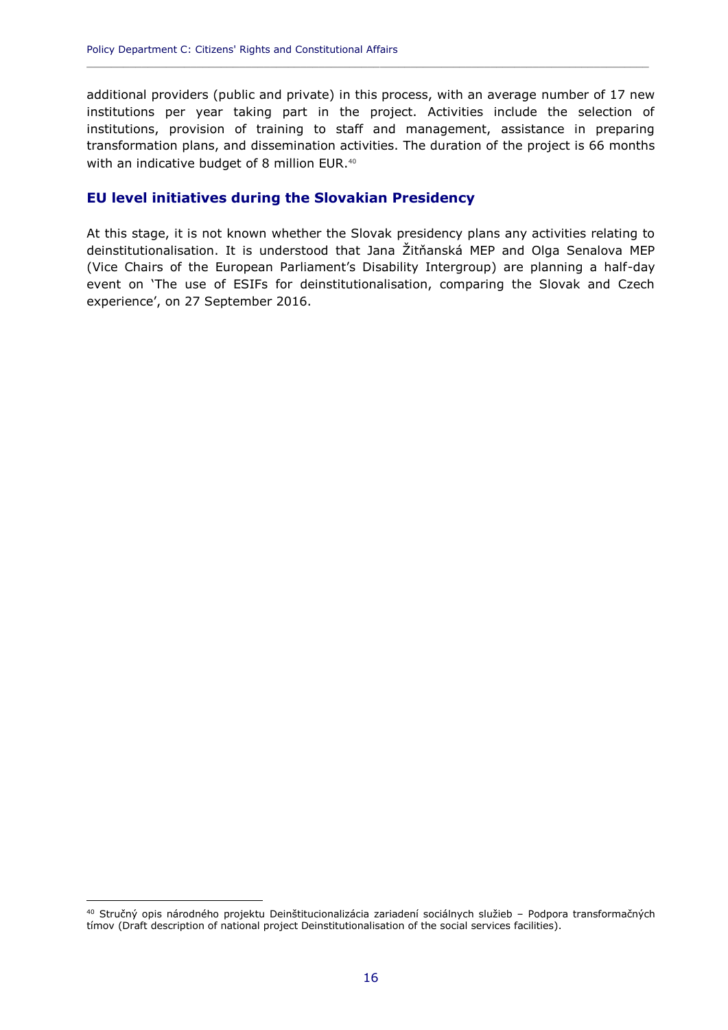additional providers (public and private) in this process, with an average number of 17 new institutions per year taking part in the project. Activities include the selection of institutions, provision of training to staff and management, assistance in preparing transformation plans, and dissemination activities. The duration of the project is 66 months with an indicative budget of 8 million EUR.[40]

## EU level initiatives during the Slovakian Presidency

At this stage, it is not known whether the Slovak presidency plans any activities relating to deinstitutionalisation. It is understood that Jana Žitňanská MEP and Olga Senalova MEP (Vice Chairs of the European Parliament's Disability Intergroup) are planning a half-day event on 'The use of ESIFs for deinstitutionalisation, comparing the Slovak and Czech experience', on 27 September 2016.

[40] Stručný opis národného projektu Deinštitucionalizácia zariadení sociálnych služieb – Podpora transformačných tímov (Draft description of national project Deinstitutionalisation of the social services facilities).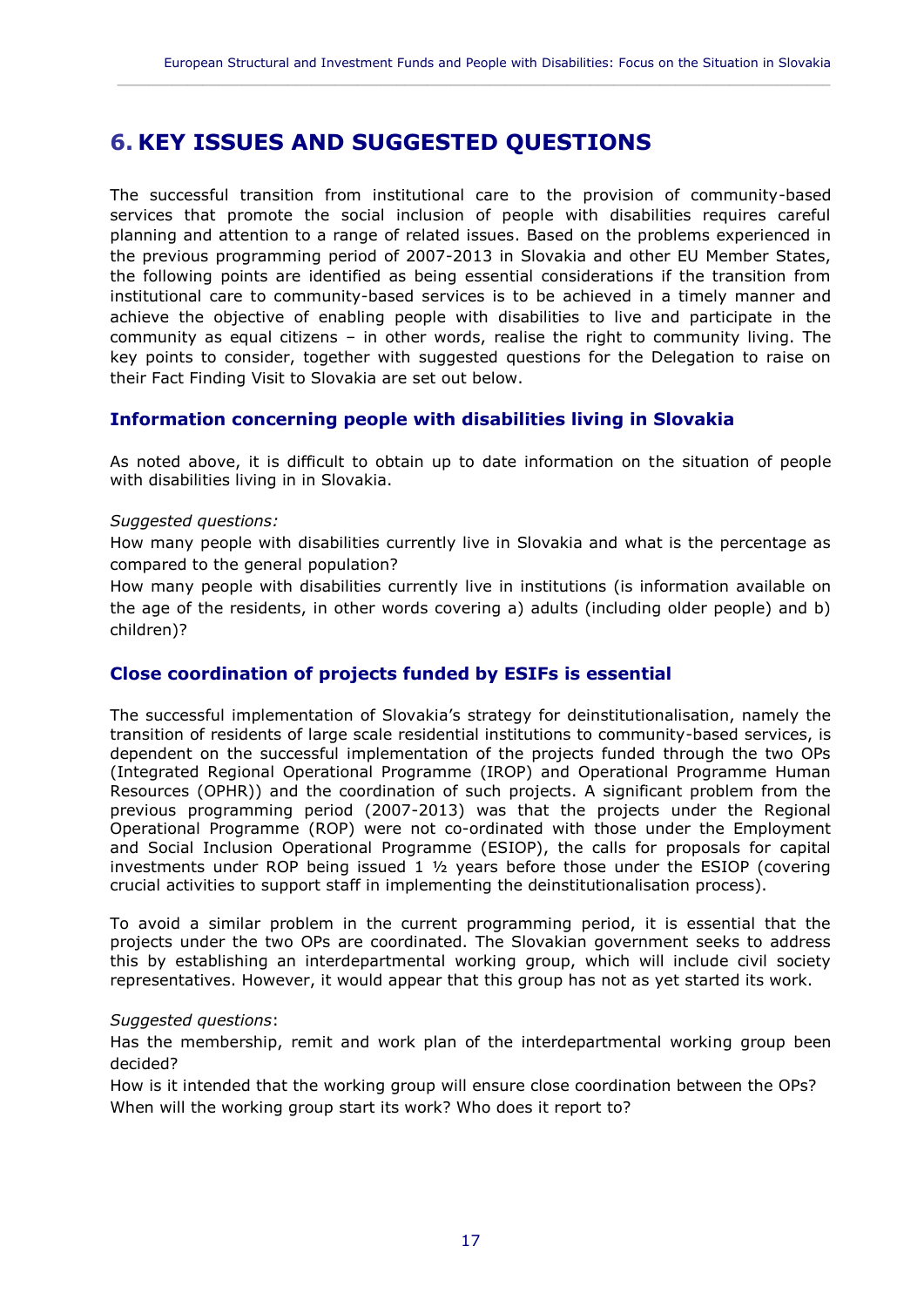# 6. KEY ISSUES AND SUGGESTED QUESTIONS

The successful transition from institutional care to the provision of community-based services that promote the social inclusion of people with disabilities requires careful planning and attention to a range of related issues. Based on the problems experienced in the previous programming period of 2007-2013 in Slovakia and other EU Member States, the following points are identified as being essential considerations if the transition from institutional care to community-based services is to be achieved in a timely manner and achieve the objective of enabling people with disabilities to live and participate in the community as equal citizens – in other words, realise the right to community living. The key points to consider, together with suggested questions for the Delegation to raise on their Fact Finding Visit to Slovakia are set out below.

### Information concerning people with disabilities living in Slovakia

As noted above, it is difficult to obtain up to date information on the situation of people with disabilities living in in Slovakia.

*Suggested questions:*

How many people with disabilities currently live in Slovakia and what is the percentage as compared to the general population?

How many people with disabilities currently live in institutions (is information available on the age of the residents, in other words covering a) adults (including older people) and b) children)?

### Close coordination of projects funded by ESIFs is essential

The successful implementation of Slovakia's strategy for deinstitutionalisation, namely the transition of residents of large scale residential institutions to community-based services, is dependent on the successful implementation of the projects funded through the two OPs (Integrated Regional Operational Programme (IROP) and Operational Programme Human Resources (OPHR)) and the coordination of such projects. A significant problem from the previous programming period (2007-2013) was that the projects under the Regional Operational Programme (ROP) were not co-ordinated with those under the Employment and Social Inclusion Operational Programme (ESIOP), the calls for proposals for capital investments under ROP being issued 1 ½ years before those under the ESIOP (covering crucial activities to support staff in implementing the deinstitutionalisation process).

To avoid a similar problem in the current programming period, it is essential that the projects under the two OPs are coordinated. The Slovakian government seeks to address this by establishing an interdepartmental working group, which will include civil society representatives. However, it would appear that this group has not as yet started its work.

*Suggested questions*:

Has the membership, remit and work plan of the interdepartmental working group been decided?

How is it intended that the working group will ensure close coordination between the OPs?

When will the working group start its work? Who does it report to?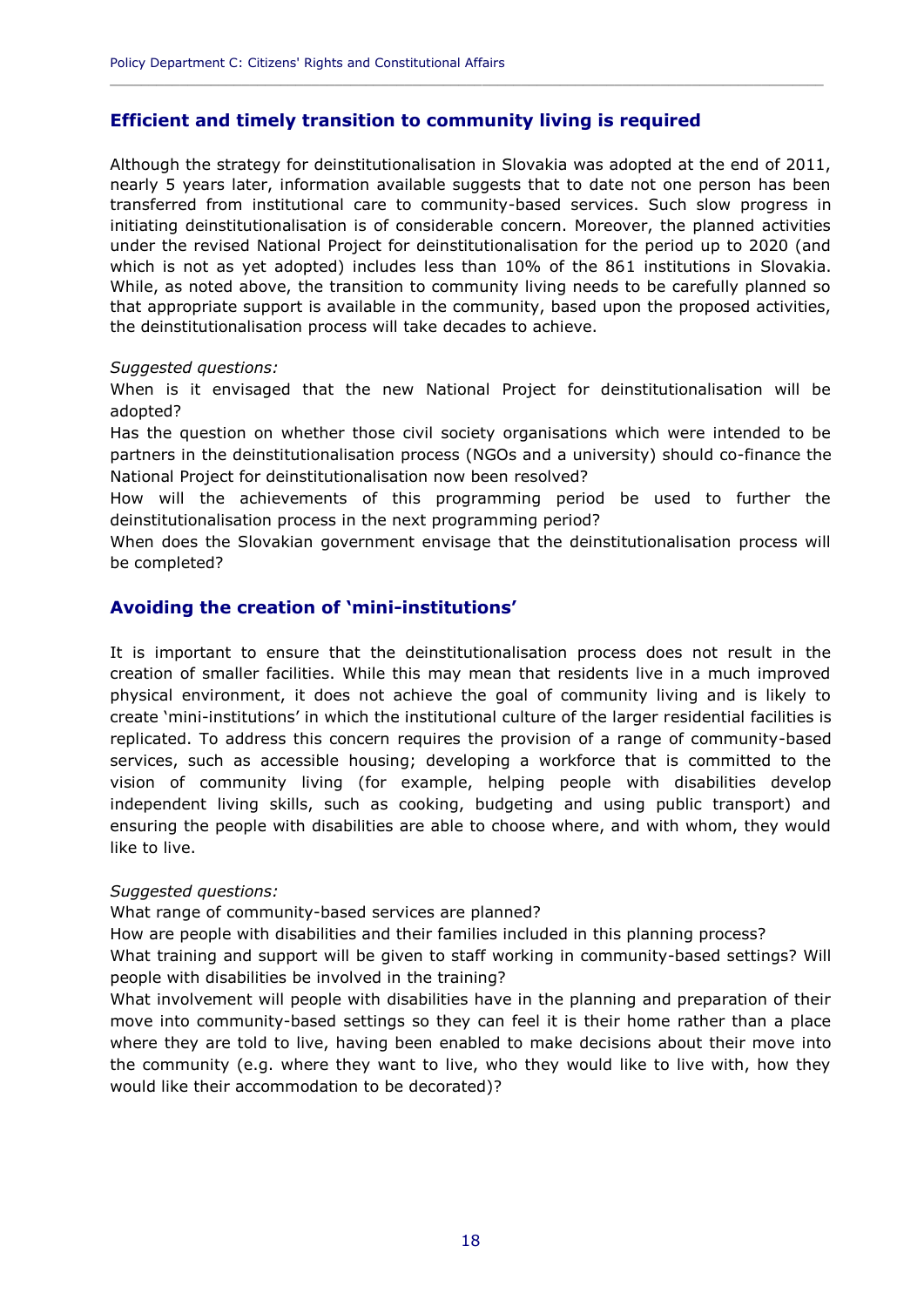## Efficient and timely transition to community living is required

Although the strategy for deinstitutionalisation in Slovakia was adopted at the end of 2011, nearly 5 years later, information available suggests that to date not one person has been transferred from institutional care to community-based services. Such slow progress in initiating deinstitutionalisation is of considerable concern. Moreover, the planned activities under the revised National Project for deinstitutionalisation for the period up to 2020 (and which is not as yet adopted) includes less than 10% of the 861 institutions in Slovakia. While, as noted above, the transition to community living needs to be carefully planned so that appropriate support is available in the community, based upon the proposed activities, the deinstitutionalisation process will take decades to achieve.

*Suggested questions:*

When is it envisaged that the new National Project for deinstitutionalisation will be adopted?

Has the question on whether those civil society organisations which were intended to be partners in the deinstitutionalisation process (NGOs and a university) should co-finance the National Project for deinstitutionalisation now been resolved?

How will the achievements of this programming period be used to further the deinstitutionalisation process in the next programming period?

When does the Slovakian government envisage that the deinstitutionalisation process will be completed?

## Avoiding the creation of 'mini-institutions'

It is important to ensure that the deinstitutionalisation process does not result in the creation of smaller facilities. While this may mean that residents live in a much improved physical environment, it does not achieve the goal of community living and is likely to create 'mini-institutions' in which the institutional culture of the larger residential facilities is replicated. To address this concern requires the provision of a range of community-based services, such as accessible housing; developing a workforce that is committed to the vision of community living (for example, helping people with disabilities develop independent living skills, such as cooking, budgeting and using public transport) and ensuring the people with disabilities are able to choose where, and with whom, they would like to live.

*Suggested questions:*

What range of community-based services are planned?

How are people with disabilities and their families included in this planning process?

What training and support will be given to staff working in community-based settings? Will people with disabilities be involved in the training?

What involvement will people with disabilities have in the planning and preparation of their move into community-based settings so they can feel it is their home rather than a place where they are told to live, having been enabled to make decisions about their move into the community (e.g. where they want to live, who they would like to live with, how they would like their accommodation to be decorated)?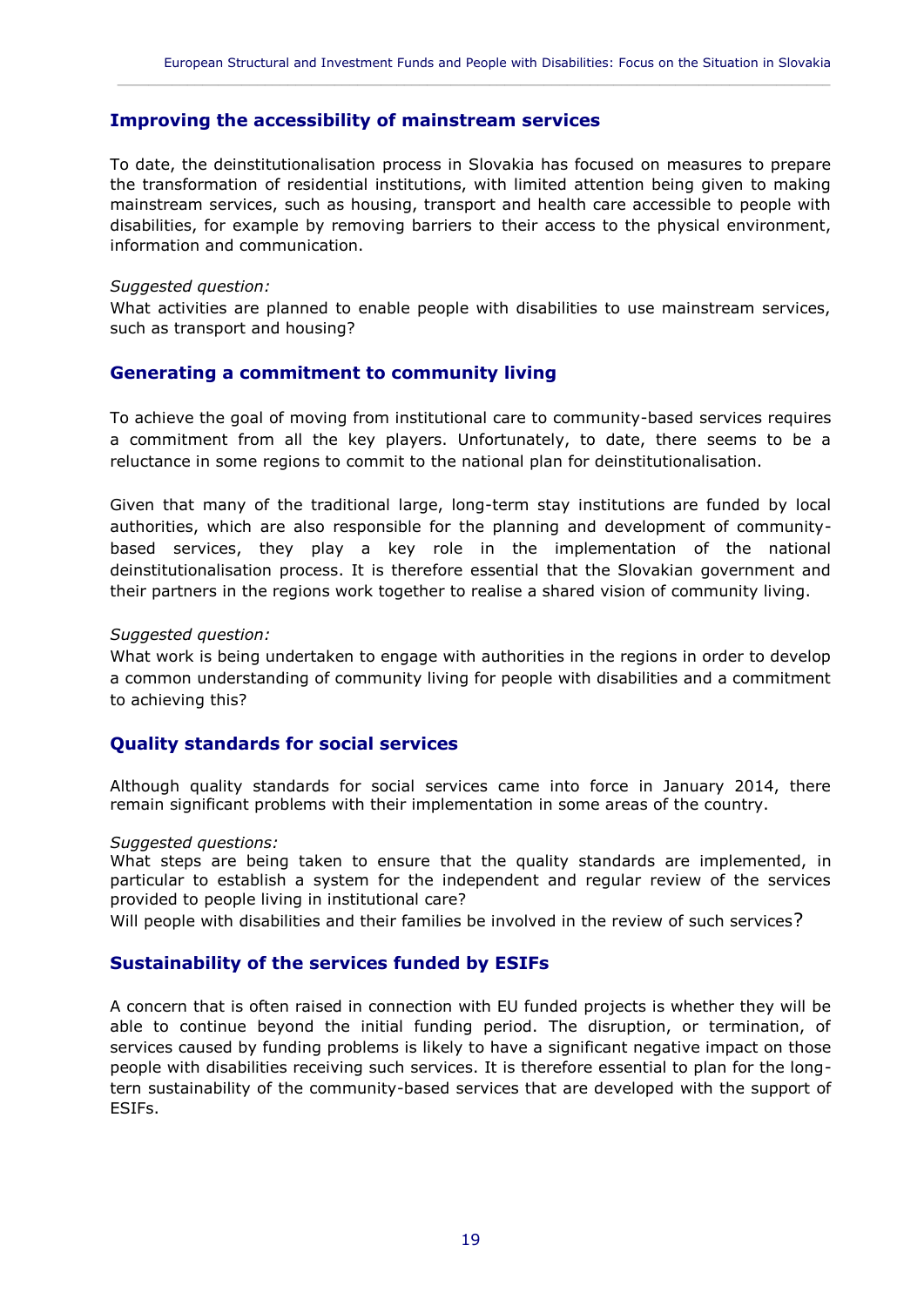## Improving the accessibility of mainstream services

To date, the deinstitutionalisation process in Slovakia has focused on measures to prepare the transformation of residential institutions, with limited attention being given to making mainstream services, such as housing, transport and health care accessible to people with disabilities, for example by removing barriers to their access to the physical environment, information and communication.

*Suggested question:*
What activities are planned to enable people with disabilities to use mainstream services, such as transport and housing?

## Generating a commitment to community living

To achieve the goal of moving from institutional care to community-based services requires a commitment from all the key players. Unfortunately, to date, there seems to be a reluctance in some regions to commit to the national plan for deinstitutionalisation.

Given that many of the traditional large, long-term stay institutions are funded by local authorities, which are also responsible for the planning and development of community-based services, they play a key role in the implementation of the national deinstitutionalisation process. It is therefore essential that the Slovakian government and their partners in the regions work together to realise a shared vision of community living.

*Suggested question:*
What work is being undertaken to engage with authorities in the regions in order to develop a common understanding of community living for people with disabilities and a commitment to achieving this?

## Quality standards for social services

Although quality standards for social services came into force in January 2014, there remain significant problems with their implementation in some areas of the country.

*Suggested questions:*
What steps are being taken to ensure that the quality standards are implemented, in particular to establish a system for the independent and regular review of the services provided to people living in institutional care?
Will people with disabilities and their families be involved in the review of such services?

## Sustainability of the services funded by ESIFs

A concern that is often raised in connection with EU funded projects is whether they will be able to continue beyond the initial funding period. The disruption, or termination, of services caused by funding problems is likely to have a significant negative impact on those people with disabilities receiving such services. It is therefore essential to plan for the long-tern sustainability of the community-based services that are developed with the support of ESIFs.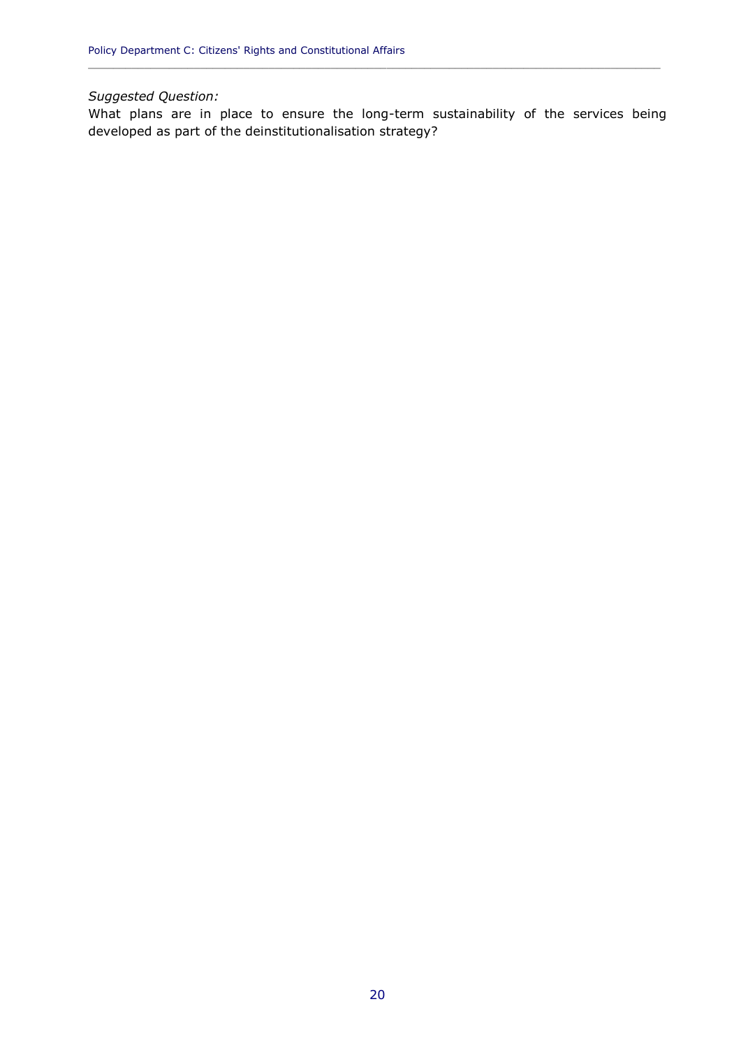*Suggested Question:*

What plans are in place to ensure the long-term sustainability of the services being developed as part of the deinstitutionalisation strategy?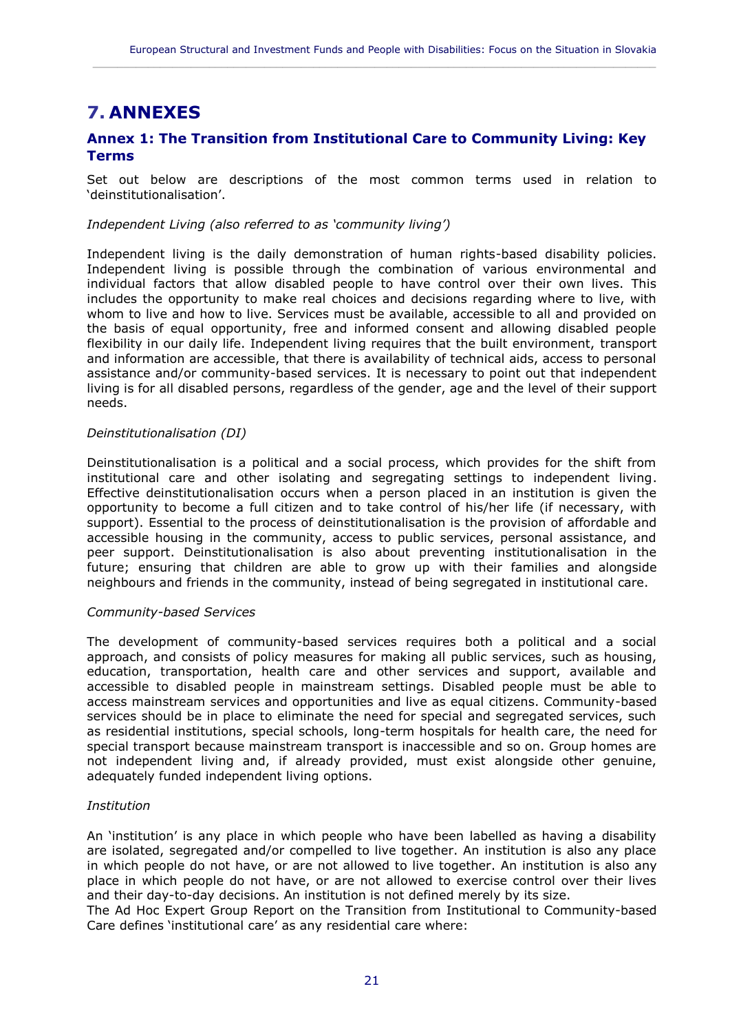# 7. ANNEXES

## Annex 1: The Transition from Institutional Care to Community Living: Key Terms

Set out below are descriptions of the most common terms used in relation to 'deinstitutionalisation'.

*Independent Living (also referred to as 'community living')*

Independent living is the daily demonstration of human rights-based disability policies. Independent living is possible through the combination of various environmental and individual factors that allow disabled people to have control over their own lives. This includes the opportunity to make real choices and decisions regarding where to live, with whom to live and how to live. Services must be available, accessible to all and provided on the basis of equal opportunity, free and informed consent and allowing disabled people flexibility in our daily life. Independent living requires that the built environment, transport and information are accessible, that there is availability of technical aids, access to personal assistance and/or community-based services. It is necessary to point out that independent living is for all disabled persons, regardless of the gender, age and the level of their support needs.

*Deinstitutionalisation (DI)*

Deinstitutionalisation is a political and a social process, which provides for the shift from institutional care and other isolating and segregating settings to independent living. Effective deinstitutionalisation occurs when a person placed in an institution is given the opportunity to become a full citizen and to take control of his/her life (if necessary, with support). Essential to the process of deinstitutionalisation is the provision of affordable and accessible housing in the community, access to public services, personal assistance, and peer support. Deinstitutionalisation is also about preventing institutionalisation in the future; ensuring that children are able to grow up with their families and alongside neighbours and friends in the community, instead of being segregated in institutional care.

*Community-based Services*

The development of community-based services requires both a political and a social approach, and consists of policy measures for making all public services, such as housing, education, transportation, health care and other services and support, available and accessible to disabled people in mainstream settings. Disabled people must be able to access mainstream services and opportunities and live as equal citizens. Community-based services should be in place to eliminate the need for special and segregated services, such as residential institutions, special schools, long-term hospitals for health care, the need for special transport because mainstream transport is inaccessible and so on. Group homes are not independent living and, if already provided, must exist alongside other genuine, adequately funded independent living options.

*Institution*

An 'institution' is any place in which people who have been labelled as having a disability are isolated, segregated and/or compelled to live together. An institution is also any place in which people do not have, or are not allowed to live together. An institution is also any place in which people do not have, or are not allowed to exercise control over their lives and their day-to-day decisions. An institution is not defined merely by its size.
The Ad Hoc Expert Group Report on the Transition from Institutional to Community-based Care defines 'institutional care' as any residential care where: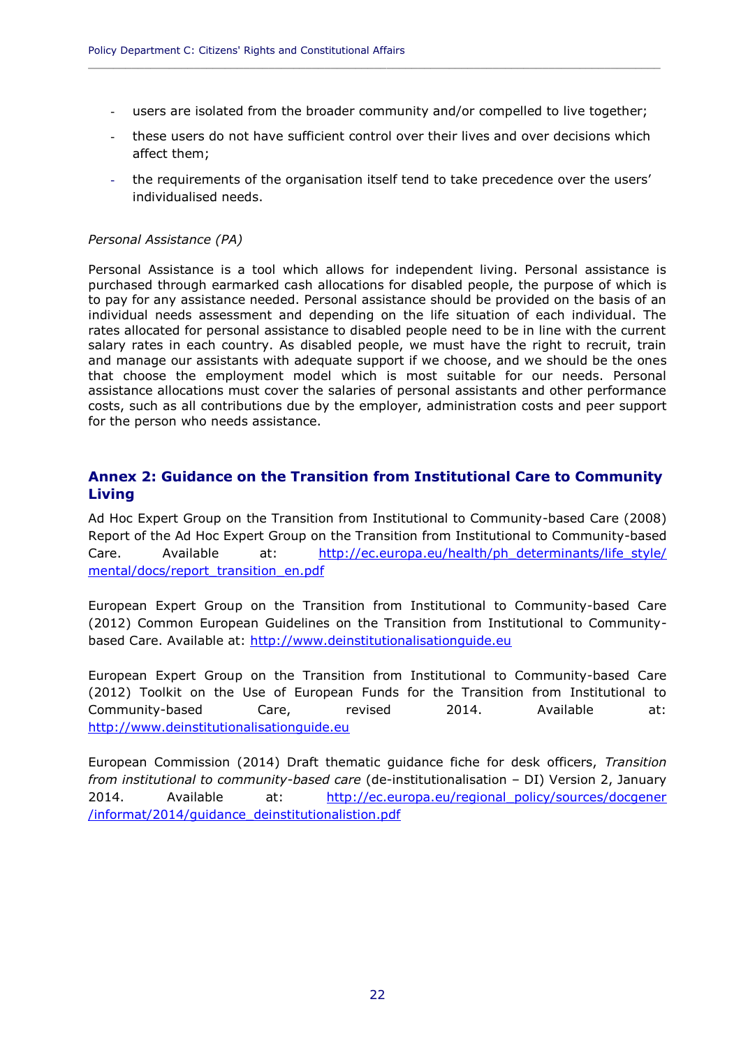- users are isolated from the broader community and/or compelled to live together;
- these users do not have sufficient control over their lives and over decisions which affect them;
- the requirements of the organisation itself tend to take precedence over the users' individualised needs.

*Personal Assistance (PA)*

Personal Assistance is a tool which allows for independent living. Personal assistance is purchased through earmarked cash allocations for disabled people, the purpose of which is to pay for any assistance needed. Personal assistance should be provided on the basis of an individual needs assessment and depending on the life situation of each individual. The rates allocated for personal assistance to disabled people need to be in line with the current salary rates in each country. As disabled people, we must have the right to recruit, train and manage our assistants with adequate support if we choose, and we should be the ones that choose the employment model which is most suitable for our needs. Personal assistance allocations must cover the salaries of personal assistants and other performance costs, such as all contributions due by the employer, administration costs and peer support for the person who needs assistance.

## Annex 2: Guidance on the Transition from Institutional Care to Community Living

Ad Hoc Expert Group on the Transition from Institutional to Community-based Care (2008) Report of the Ad Hoc Expert Group on the Transition from Institutional to Community-based Care. Available at: http://ec.europa.eu/health/ph_determinants/life_style/mental/docs/report_transition_en.pdf

European Expert Group on the Transition from Institutional to Community-based Care (2012) Common European Guidelines on the Transition from Institutional to Community-based Care. Available at: http://www.deinstitutionalisationguide.eu

European Expert Group on the Transition from Institutional to Community-based Care (2012) Toolkit on the Use of European Funds for the Transition from Institutional to Community-based Care, revised 2014. Available at: http://www.deinstitutionalisationguide.eu

European Commission (2014) Draft thematic guidance fiche for desk officers, *Transition from institutional to community-based care* (de-institutionalisation – DI) Version 2, January 2014. Available at: http://ec.europa.eu/regional_policy/sources/docgener/informat/2014/guidance_deinstitutionalistion.pdf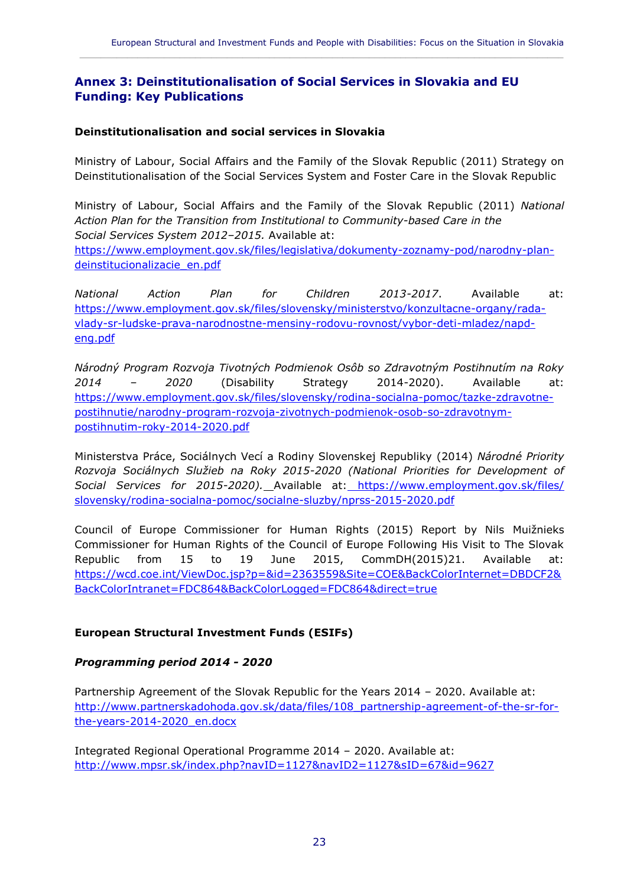## Annex 3: Deinstitutionalisation of Social Services in Slovakia and EU Funding: Key Publications

### Deinstitutionalisation and social services in Slovakia

Ministry of Labour, Social Affairs and the Family of the Slovak Republic (2011) Strategy on Deinstitutionalisation of the Social Services System and Foster Care in the Slovak Republic

Ministry of Labour, Social Affairs and the Family of the Slovak Republic (2011) *National Action Plan for the Transition from Institutional to Community-based Care in the Social Services System 2012–2015.* Available at: https://www.employment.gov.sk/files/legislativa/dokumenty-zoznamy-pod/narodny-plan-deinstitucionalizacie_en.pdf

*National Action Plan for Children 2013-2017*. Available at: https://www.employment.gov.sk/files/slovensky/ministerstvo/konzultacne-organy/rada-vlady-sr-ludske-prava-narodnostne-mensiny-rodovu-rovnost/vybor-deti-mladez/napd-eng.pdf

*Národný Program Rozvoja Tivotných Podmienok Osôb so Zdravotným Postihnutím na Roky 2014 – 2020* (Disability Strategy 2014-2020). Available at: https://www.employment.gov.sk/files/slovensky/rodina-socialna-pomoc/tazke-zdravotne-postihnutie/narodny-program-rozvoja-zivotnych-podmienok-osob-so-zdravotnym-postihnutim-roky-2014-2020.pdf

Ministerstva Práce, Sociálnych Vecí a Rodiny Slovenskej Republiky (2014) *Národné Priority Rozvoja Sociálnych Služieb na Roky 2015-2020 (National Priorities for Development of Social Services for 2015-2020).* Available at: https://www.employment.gov.sk/files/slovensky/rodina-socialna-pomoc/socialne-sluzby/nprss-2015-2020.pdf

Council of Europe Commissioner for Human Rights (2015) Report by Nils Muižnieks Commissioner for Human Rights of the Council of Europe Following His Visit to The Slovak Republic from 15 to 19 June 2015, CommDH(2015)21. Available at: https://wcd.coe.int/ViewDoc.jsp?p=&id=2363559&Site=COE&BackColorInternet=DBDCF2&BackColorIntranet=FDC864&BackColorLogged=FDC864&direct=true

### European Structural Investment Funds (ESIFs)

#### *Programming period 2014 - 2020*

Partnership Agreement of the Slovak Republic for the Years 2014 – 2020. Available at: http://www.partnerskadohoda.gov.sk/data/files/108_partnership-agreement-of-the-sr-for-the-years-2014-2020_en.docx

Integrated Regional Operational Programme 2014 – 2020. Available at: http://www.mpsr.sk/index.php?navID=1127&navID2=1127&sID=67&id=9627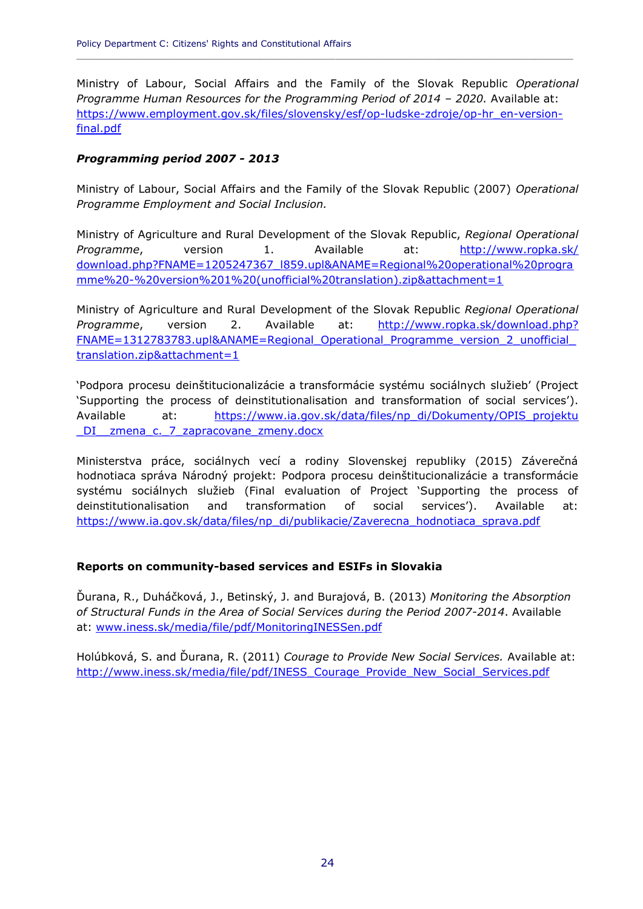Ministry of Labour, Social Affairs and the Family of the Slovak Republic *Operational Programme Human Resources for the Programming Period of 2014 – 2020.* Available at: https://www.employment.gov.sk/files/slovensky/esf/op-ludske-zdroje/op-hr_en-version-final.pdf

***Programming period 2007 - 2013***

Ministry of Labour, Social Affairs and the Family of the Slovak Republic (2007) *Operational Programme Employment and Social Inclusion.*

Ministry of Agriculture and Rural Development of the Slovak Republic, *Regional Operational Programme*, version 1. Available at: http://www.ropka.sk/download.php?FNAME=1205247367_l859.upl&ANAME=Regional%20operational%20programme%20-%20version%201%20(unofficial%20translation).zip&attachment=1

Ministry of Agriculture and Rural Development of the Slovak Republic *Regional Operational Programme*, version 2. Available at: http://www.ropka.sk/download.php?FNAME=1312783783.upl&ANAME=Regional_Operational_Programme_version_2_unofficial_translation.zip&attachment=1

'Podpora procesu deinštitucionalizácie a transformácie systému sociálnych služieb' (Project 'Supporting the process of deinstitutionalisation and transformation of social services'). Available at: https://www.ia.gov.sk/data/files/np_di/Dokumenty/OPIS_projektu_DI__zmena_c._7_zapracovane_zmeny.docx

Ministerstva práce, sociálnych vecí a rodiny Slovenskej republiky (2015) Záverečná hodnotiaca správa Národný projekt: Podpora procesu deinštitucionalizácie a transformácie systému sociálnych služieb (Final evaluation of Project 'Supporting the process of deinstitutionalisation and transformation of social services'). Available at: https://www.ia.gov.sk/data/files/np_di/publikacie/Zaverecna_hodnotiaca_sprava.pdf

**Reports on community-based services and ESIFs in Slovakia**

Ďurana, R., Duháčková, J., Betinský, J. and Burajová, B. (2013) *Monitoring the Absorption of Structural Funds in the Area of Social Services during the Period 2007-2014*. Available at: www.iness.sk/media/file/pdf/MonitoringINESSen.pdf

Holúbková, S. and Ďurana, R. (2011) *Courage to Provide New Social Services.* Available at: http://www.iness.sk/media/file/pdf/INESS_Courage_Provide_New_Social_Services.pdf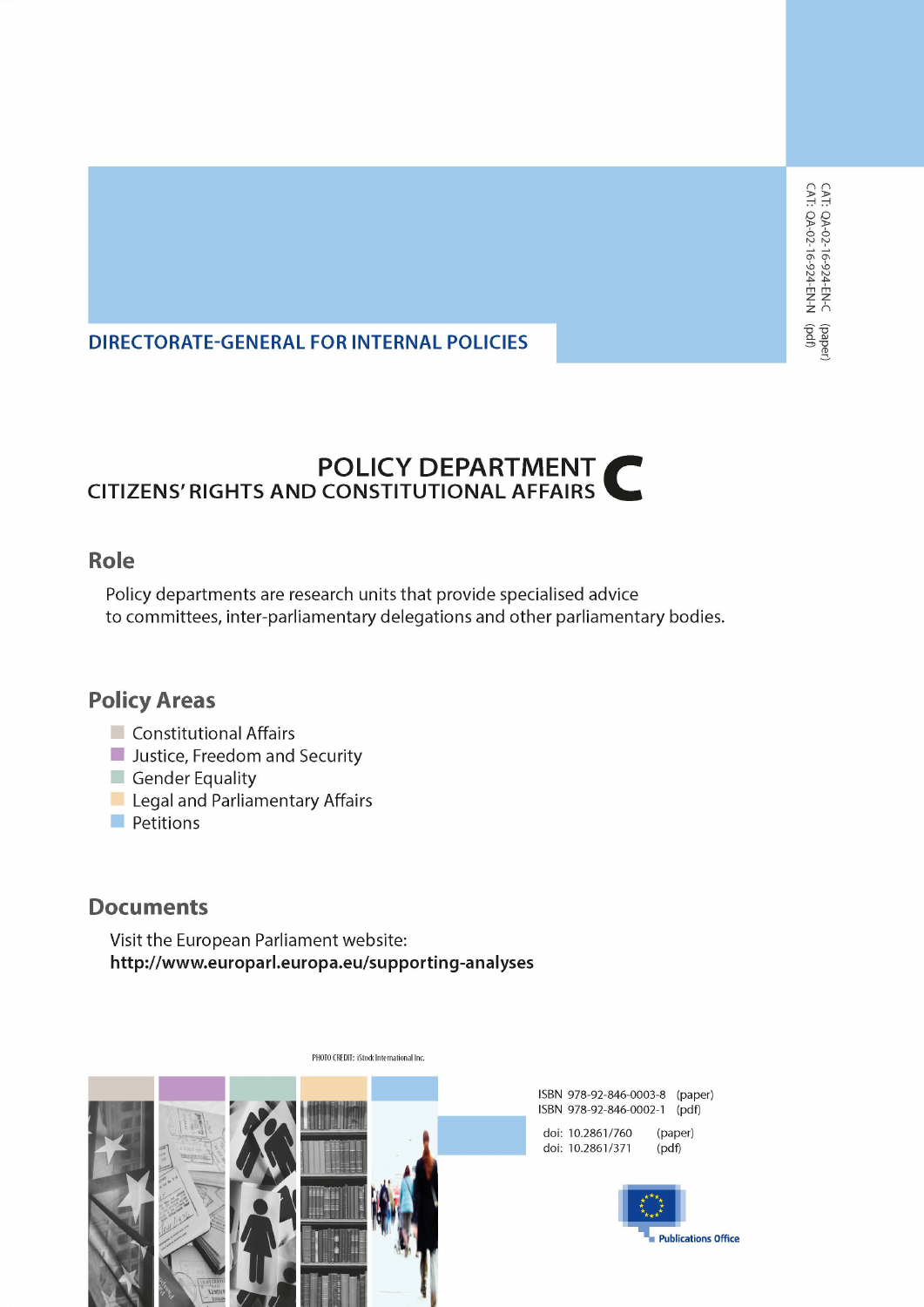CAT: QA-02-16-924-EN-C (paper)
CAT: QA-02-16-924-EN-N (pdf)

DIRECTORATE-GENERAL FOR INTERNAL POLICIES

# POLICY DEPARTMENT C
## CITIZENS' RIGHTS AND CONSTITUTIONAL AFFAIRS

## Role

Policy departments are research units that provide specialised advice to committees, inter-parliamentary delegations and other parliamentary bodies.

## Policy Areas

- Constitutional Affairs
- Justice, Freedom and Security
- Gender Equality
- Legal and Parliamentary Affairs
- Petitions

## Documents

Visit the European Parliament website:
**http://www.europarl.europa.eu/supporting-analyses**

PHOTO CREDIT: iStock International Inc.

ISBN 978-92-846-0003-8 (paper)
ISBN 978-92-846-0002-1 (pdf)

doi: 10.2861/760 (paper)
doi: 10.2861/371 (pdf)

Publications Office